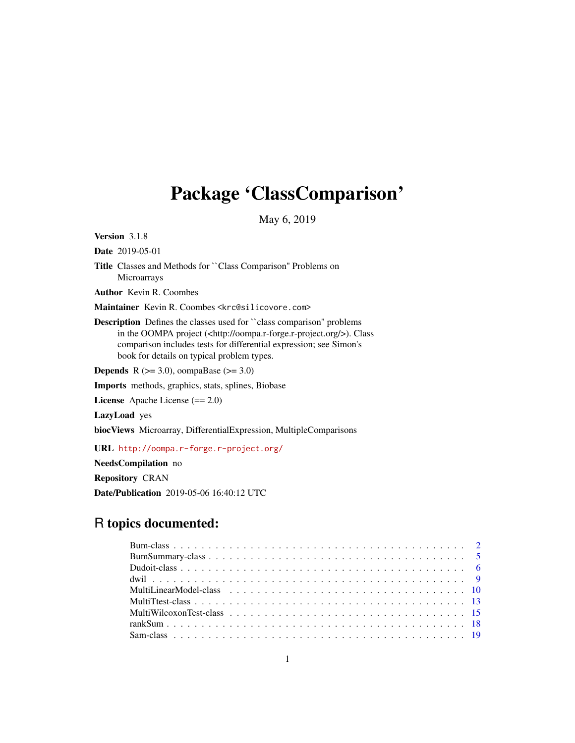# Package 'ClassComparison'

May 6, 2019

**Version** 3.1.8

**Date** 2019-05-01

**Title** Classes and Methods for ``Class Comparison'' Problems on Microarrays

**Author** Kevin R. Coombes

**Maintainer** Kevin R. Coombes <krc@silicovore.com>

**Description** Defines the classes used for ``class comparison'' problems in the OOMPA project (<http://oompa.r-forge.r-project.org/>). Class comparison includes tests for differential expression; see Simon's book for details on typical problem types.

**Depends** R (>= 3.0), oompaBase (>= 3.0)

**Imports** methods, graphics, stats, splines, Biobase

**License** Apache License (== 2.0)

**LazyLoad** yes

**biocViews** Microarray, DifferentialExpression, MultipleComparisons

**URL** http://oompa.r-forge.r-project.org/

**NeedsCompilation** no

**Repository** CRAN

**Date/Publication** 2019-05-06 16:40:12 UTC

## R topics documented:

- Bum-class . . . . . 2
- BumSummary-class . . . . . 5
- Dudoit-class . . . . . 6
- dwil . . . . . 9
- MultiLinearModel-class . . . . . 10
- MultiTtest-class . . . . . 13
- MultiWilcoxonTest-class . . . . . 15
- rankSum . . . . . 18
- Sam-class . . . . . 19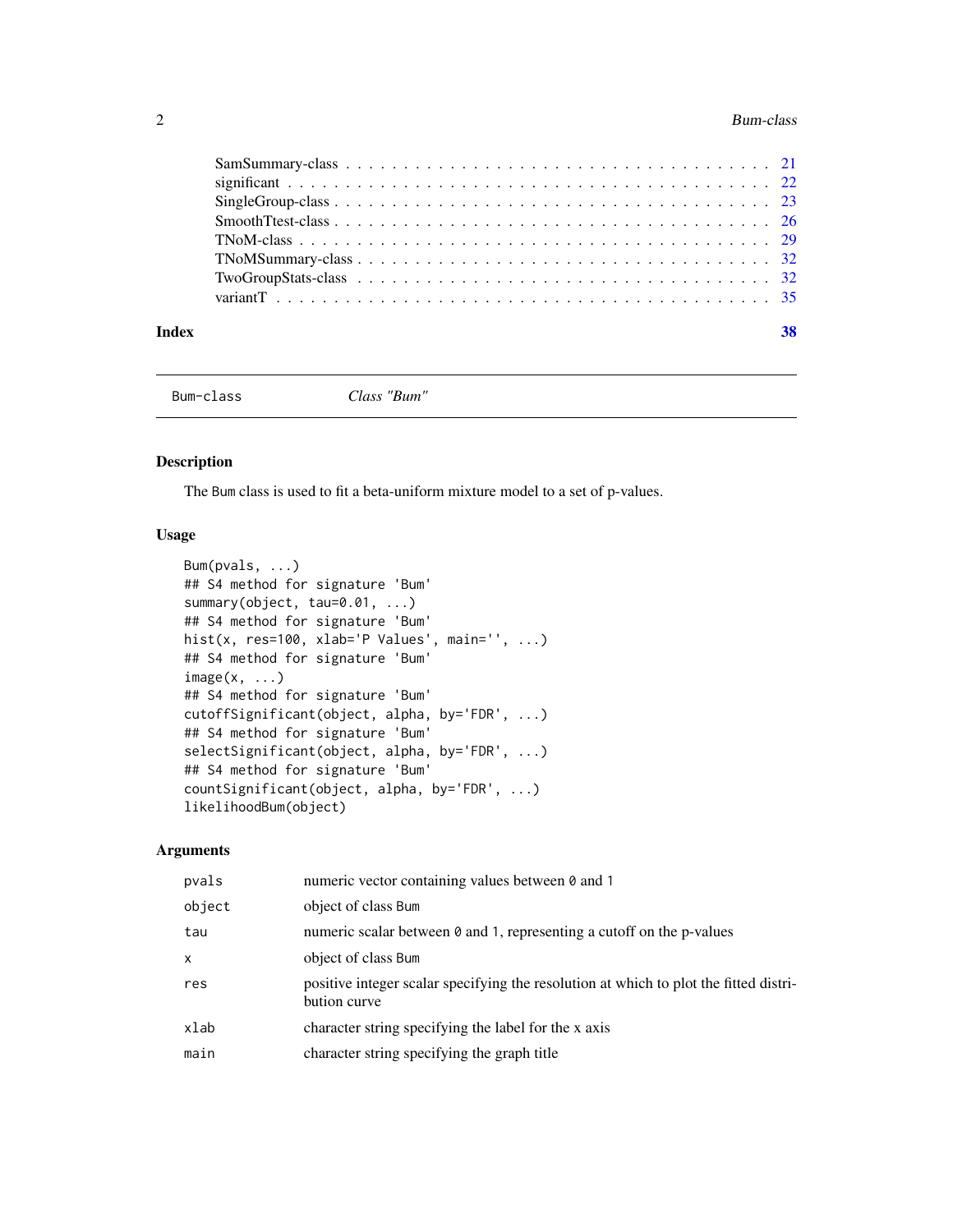SamSummary-class . . . . . . . . . . . . . . . . . . . . . . . . . . . . . . . . . . . 21
significant . . . . . . . . . . . . . . . . . . . . . . . . . . . . . . . . . . . . . . 22
SingleGroup-class . . . . . . . . . . . . . . . . . . . . . . . . . . . . . . . . . . . 23
SmoothTtest-class . . . . . . . . . . . . . . . . . . . . . . . . . . . . . . . . . . . 26
TNoM-class . . . . . . . . . . . . . . . . . . . . . . . . . . . . . . . . . . . . . . 29
TNoMSummary-class . . . . . . . . . . . . . . . . . . . . . . . . . . . . . . . . . . 32
TwoGroupStats-class . . . . . . . . . . . . . . . . . . . . . . . . . . . . . . . . . . 32
variantT . . . . . . . . . . . . . . . . . . . . . . . . . . . . . . . . . . . . . . . . 35

**Index** **38**

---

`Bum-class` *Class "Bum"*

---

## Description

The `Bum` class is used to fit a beta-uniform mixture model to a set of p-values.

## Usage

```
Bum(pvals, ...)
## S4 method for signature 'Bum'
summary(object, tau=0.01, ...)
## S4 method for signature 'Bum'
hist(x, res=100, xlab='P Values', main='', ...)
## S4 method for signature 'Bum'
image(x, ...)
## S4 method for signature 'Bum'
cutoffSignificant(object, alpha, by='FDR', ...)
## S4 method for signature 'Bum'
selectSignificant(object, alpha, by='FDR', ...)
## S4 method for signature 'Bum'
countSignificant(object, alpha, by='FDR', ...)
likelihoodBum(object)
```

## Arguments

| | |
|---|---|
| `pvals` | numeric vector containing values between `0` and `1` |
| `object` | object of class `Bum` |
| `tau` | numeric scalar between `0` and `1`, representing a cutoff on the p-values |
| `x` | object of class `Bum` |
| `res` | positive integer scalar specifying the resolution at which to plot the fitted distribution curve |
| `xlab` | character string specifying the label for the x axis |
| `main` | character string specifying the graph title |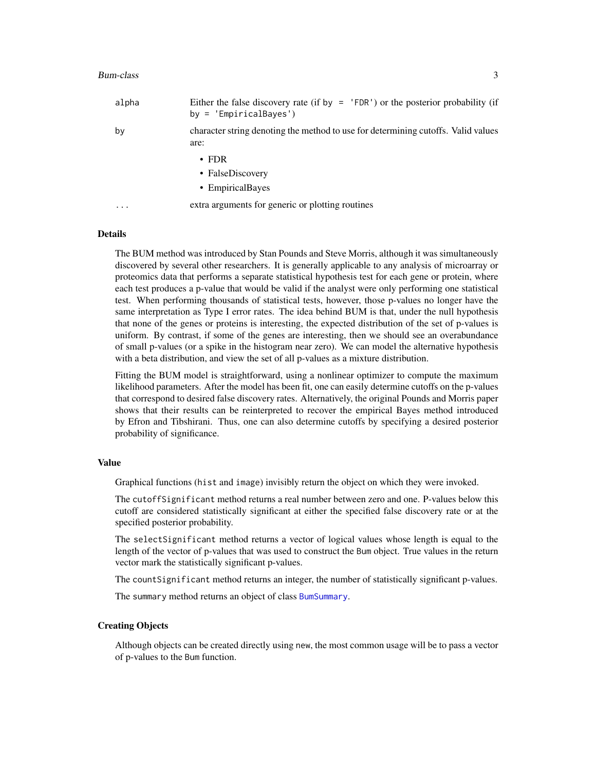| | |
|---|---|
| alpha | Either the false discovery rate (if by = 'FDR') or the posterior probability (if by = 'EmpiricalBayes') |
| by | character string denoting the method to use for determining cutoffs. Valid values are:<br>• FDR<br>• FalseDiscovery<br>• EmpiricalBayes |
| ... | extra arguments for generic or plotting routines |

## Details

The BUM method was introduced by Stan Pounds and Steve Morris, although it was simultaneously discovered by several other researchers. It is generally applicable to any analysis of microarray or proteomics data that performs a separate statistical hypothesis test for each gene or protein, where each test produces a p-value that would be valid if the analyst were only performing one statistical test. When performing thousands of statistical tests, however, those p-values no longer have the same interpretation as Type I error rates. The idea behind BUM is that, under the null hypothesis that none of the genes or proteins is interesting, the expected distribution of the set of p-values is uniform. By contrast, if some of the genes are interesting, then we should see an overabundance of small p-values (or a spike in the histogram near zero). We can model the alternative hypothesis with a beta distribution, and view the set of all p-values as a mixture distribution.

Fitting the BUM model is straightforward, using a nonlinear optimizer to compute the maximum likelihood parameters. After the model has been fit, one can easily determine cutoffs on the p-values that correspond to desired false discovery rates. Alternatively, the original Pounds and Morris paper shows that their results can be reinterpreted to recover the empirical Bayes method introduced by Efron and Tibshirani. Thus, one can also determine cutoffs by specifying a desired posterior probability of significance.

## Value

Graphical functions (hist and image) invisibly return the object on which they were invoked.

The cutoffSignificant method returns a real number between zero and one. P-values below this cutoff are considered statistically significant at either the specified false discovery rate or at the specified posterior probability.

The selectSignificant method returns a vector of logical values whose length is equal to the length of the vector of p-values that was used to construct the Bum object. True values in the return vector mark the statistically significant p-values.

The countSignificant method returns an integer, the number of statistically significant p-values.

The summary method returns an object of class BumSummary.

## Creating Objects

Although objects can be created directly using new, the most common usage will be to pass a vector of p-values to the Bum function.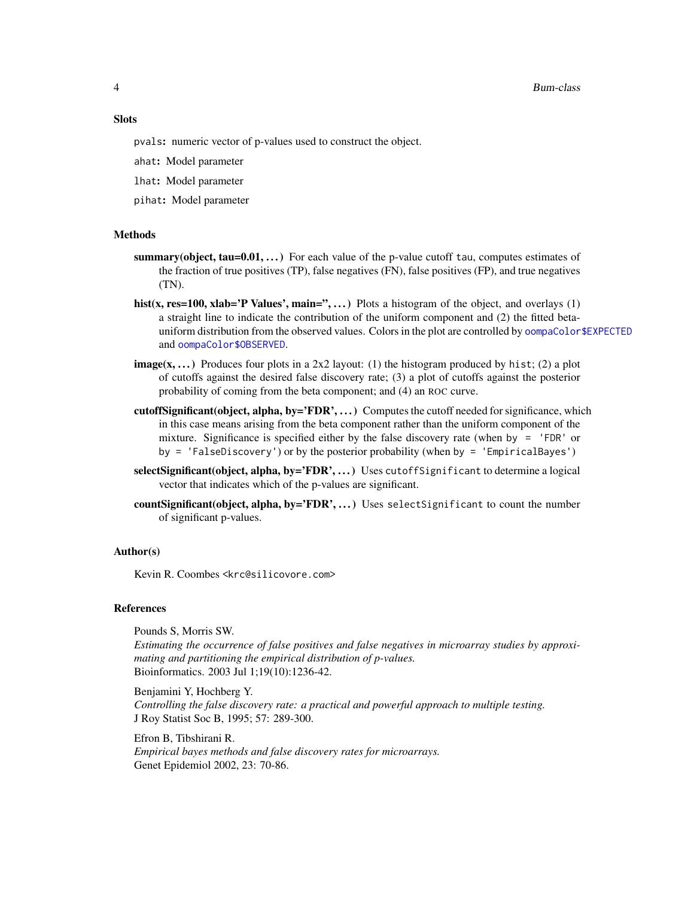### Slots

`pvals`: numeric vector of p-values used to construct the object.

`ahat`: Model parameter

`lhat`: Model parameter

`pihat`: Model parameter

### Methods

**summary(object, tau=0.01, ...)** For each value of the p-value cutoff `tau`, computes estimates of the fraction of true positives (TP), false negatives (FN), false positives (FP), and true negatives (TN).

**hist(x, res=100, xlab='P Values', main='', ...)** Plots a histogram of the object, and overlays (1) a straight line to indicate the contribution of the uniform component and (2) the fitted beta-uniform distribution from the observed values. Colors in the plot are controlled by `oompaColor$EXPECTED` and `oompaColor$OBSERVED`.

**image(x, ...)** Produces four plots in a 2x2 layout: (1) the histogram produced by `hist`; (2) a plot of cutoffs against the desired false discovery rate; (3) a plot of cutoffs against the posterior probability of coming from the beta component; and (4) an ROC curve.

**cutoffSignificant(object, alpha, by='FDR', ...)** Computes the cutoff needed for significance, which in this case means arising from the beta component rather than the uniform component of the mixture. Significance is specified either by the false discovery rate (when `by = 'FDR'` or `by = 'FalseDiscovery'`) or by the posterior probability (when `by = 'EmpiricalBayes'`)

**selectSignificant(object, alpha, by='FDR', ...)** Uses `cutoffSignificant` to determine a logical vector that indicates which of the p-values are significant.

**countSignificant(object, alpha, by='FDR', ...)** Uses `selectSignificant` to count the number of significant p-values.

### Author(s)

Kevin R. Coombes <krc@silicovore.com>

### References

Pounds S, Morris SW.
*Estimating the occurrence of false positives and false negatives in microarray studies by approximating and partitioning the empirical distribution of p-values.*
Bioinformatics. 2003 Jul 1;19(10):1236-42.

Benjamini Y, Hochberg Y.
*Controlling the false discovery rate: a practical and powerful approach to multiple testing.*
J Roy Statist Soc B, 1995; 57: 289-300.

Efron B, Tibshirani R.
*Empirical bayes methods and false discovery rates for microarrays.*
Genet Epidemiol 2002, 23: 70-86.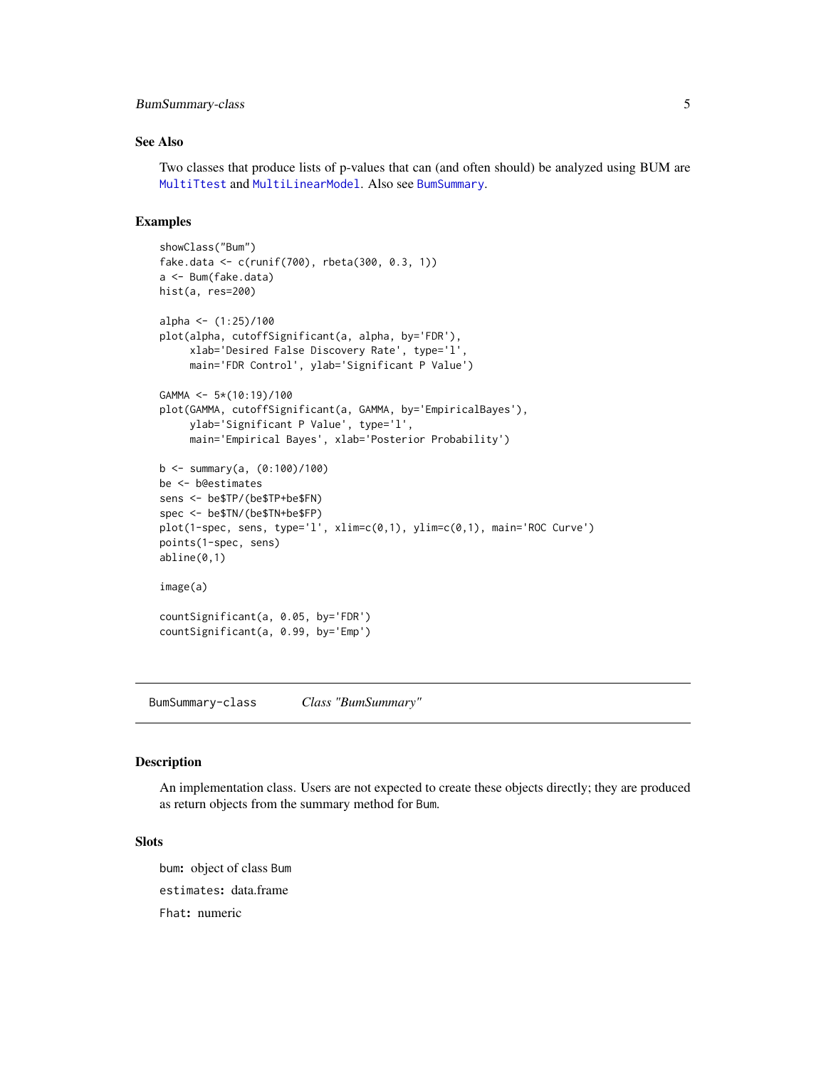## See Also

Two classes that produce lists of p-values that can (and often should) be analyzed using BUM are `MultiTtest` and `MultiLinearModel`. Also see `BumSummary`.

## Examples

```
showClass("Bum")
fake.data <- c(runif(700), rbeta(300, 0.3, 1))
a <- Bum(fake.data)
hist(a, res=200)

alpha <- (1:25)/100
plot(alpha, cutoffSignificant(a, alpha, by='FDR'),
     xlab='Desired False Discovery Rate', type='l',
     main='FDR Control', ylab='Significant P Value')

GAMMA <- 5*(10:19)/100
plot(GAMMA, cutoffSignificant(a, GAMMA, by='EmpiricalBayes'),
     ylab='Significant P Value', type='l',
     main='Empirical Bayes', xlab='Posterior Probability')

b <- summary(a, (0:100)/100)
be <- b@estimates
sens <- be$TP/(be$TP+be$FN)
spec <- be$TN/(be$TN+be$FP)
plot(1-spec, sens, type='l', xlim=c(0,1), ylim=c(0,1), main='ROC Curve')
points(1-spec, sens)
abline(0,1)

image(a)

countSignificant(a, 0.05, by='FDR')
countSignificant(a, 0.99, by='Emp')
```

---

# BumSummary-class *Class "BumSummary"*

---

## Description

An implementation class. Users are not expected to create these objects directly; they are produced as return objects from the summary method for `Bum`.

## Slots

`bum`: object of class `Bum`

`estimates`: data.frame

`Fhat`: numeric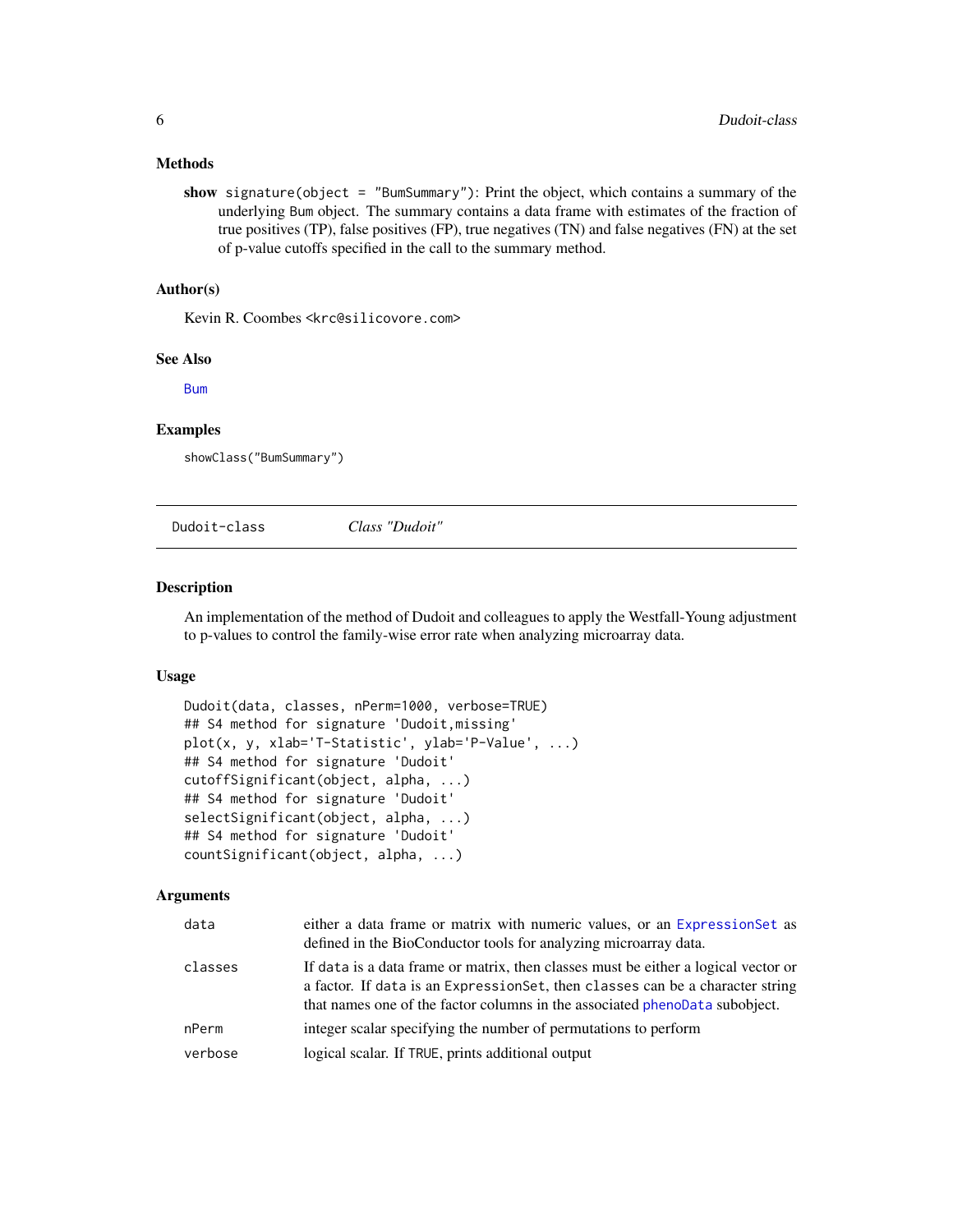### Methods

**show** `signature(object = "BumSummary")`: Print the object, which contains a summary of the underlying Bum object. The summary contains a data frame with estimates of the fraction of true positives (TP), false positives (FP), true negatives (TN) and false negatives (FN) at the set of p-value cutoffs specified in the call to the summary method.

### Author(s)

Kevin R. Coombes <krc@silicovore.com>

### See Also

Bum

### Examples

```
showClass("BumSummary")
```

---

## Dudoit-class — *Class "Dudoit"*

### Description

An implementation of the method of Dudoit and colleagues to apply the Westfall-Young adjustment to p-values to control the family-wise error rate when analyzing microarray data.

### Usage

```
Dudoit(data, classes, nPerm=1000, verbose=TRUE)
## S4 method for signature 'Dudoit,missing'
plot(x, y, xlab='T-Statistic', ylab='P-Value', ...)
## S4 method for signature 'Dudoit'
cutoffSignificant(object, alpha, ...)
## S4 method for signature 'Dudoit'
selectSignificant(object, alpha, ...)
## S4 method for signature 'Dudoit'
countSignificant(object, alpha, ...)
```

### Arguments

| | |
|---|---|
| `data` | either a data frame or matrix with numeric values, or an ExpressionSet as defined in the BioConductor tools for analyzing microarray data. |
| `classes` | If `data` is a data frame or matrix, then classes must be either a logical vector or a factor. If `data` is an `ExpressionSet`, then `classes` can be a character string that names one of the factor columns in the associated phenoData subobject. |
| `nPerm` | integer scalar specifying the number of permutations to perform |
| `verbose` | logical scalar. If `TRUE`, prints additional output |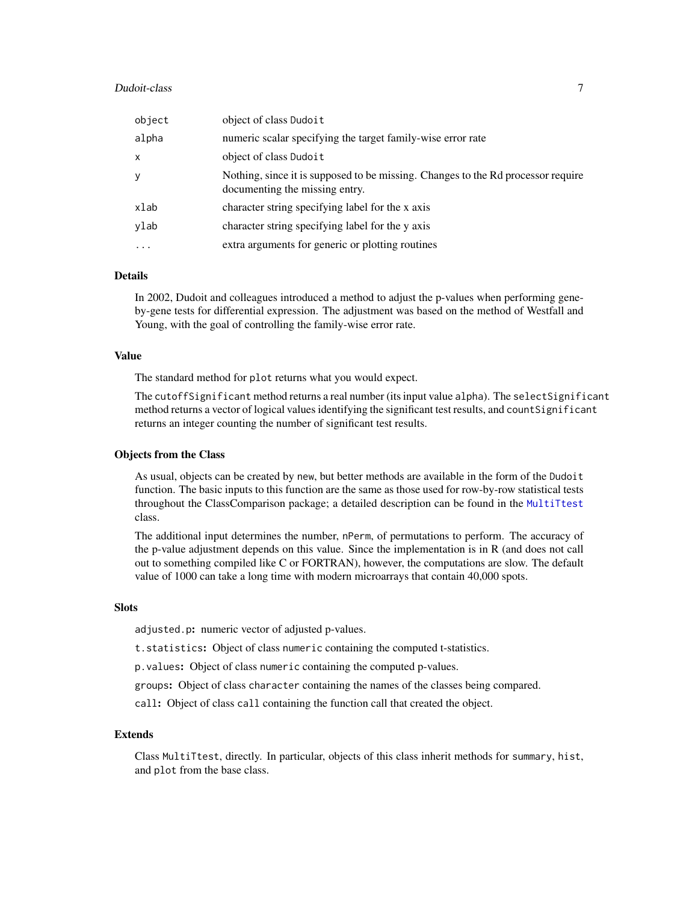| | |
|---|---|
| `object` | object of class `Dudoit` |
| `alpha` | numeric scalar specifying the target family-wise error rate |
| `x` | object of class `Dudoit` |
| `y` | Nothing, since it is supposed to be missing. Changes to the Rd processor require documenting the missing entry. |
| `xlab` | character string specifying label for the x axis |
| `ylab` | character string specifying label for the y axis |
| `...` | extra arguments for generic or plotting routines |

### Details

In 2002, Dudoit and colleagues introduced a method to adjust the p-values when performing gene-by-gene tests for differential expression. The adjustment was based on the method of Westfall and Young, with the goal of controlling the family-wise error rate.

### Value

The standard method for `plot` returns what you would expect.

The `cutoffSignificant` method returns a real number (its input value `alpha`). The `selectSignificant` method returns a vector of logical values identifying the significant test results, and `countSignificant` returns an integer counting the number of significant test results.

### Objects from the Class

As usual, objects can be created by `new`, but better methods are available in the form of the `Dudoit` function. The basic inputs to this function are the same as those used for row-by-row statistical tests throughout the ClassComparison package; a detailed description can be found in the `MultiTtest` class.

The additional input determines the number, `nPerm`, of permutations to perform. The accuracy of the p-value adjustment depends on this value. Since the implementation is in R (and does not call out to something compiled like C or FORTRAN), however, the computations are slow. The default value of 1000 can take a long time with modern microarrays that contain 40,000 spots.

### Slots

**`adjusted.p`:** numeric vector of adjusted p-values.

**`t.statistics`:** Object of class `numeric` containing the computed t-statistics.

**`p.values`:** Object of class `numeric` containing the computed p-values.

**`groups`:** Object of class `character` containing the names of the classes being compared.

**`call`:** Object of class `call` containing the function call that created the object.

### Extends

Class `MultiTtest`, directly. In particular, objects of this class inherit methods for `summary`, `hist`, and `plot` from the base class.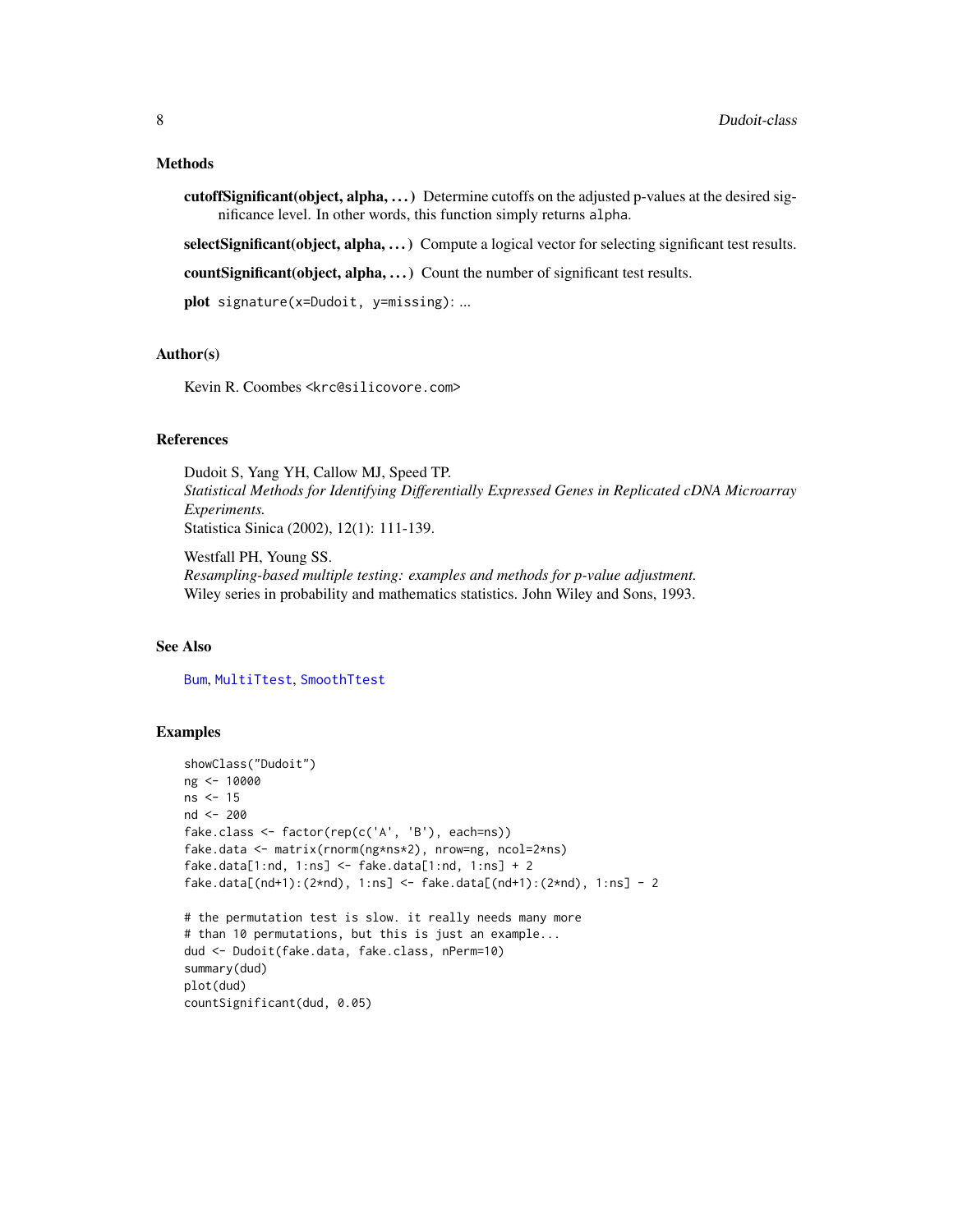### Methods

**cutoffSignificant(object, alpha, ...)** Determine cutoffs on the adjusted p-values at the desired significance level. In other words, this function simply returns `alpha`.

**selectSignificant(object, alpha, ...)** Compute a logical vector for selecting significant test results.

**countSignificant(object, alpha, ...)** Count the number of significant test results.

**plot** `signature(x=Dudoit, y=missing)`: ...

### Author(s)

Kevin R. Coombes <krc@silicovore.com>

### References

Dudoit S, Yang YH, Callow MJ, Speed TP.
*Statistical Methods for Identifying Differentially Expressed Genes in Replicated cDNA Microarray Experiments.*
Statistica Sinica (2002), 12(1): 111-139.

Westfall PH, Young SS.
*Resampling-based multiple testing: examples and methods for p-value adjustment.*
Wiley series in probability and mathematics statistics. John Wiley and Sons, 1993.

### See Also

`Bum`, `MultiTtest`, `SmoothTtest`

### Examples

```
showClass("Dudoit")
ng <- 10000
ns <- 15
nd <- 200
fake.class <- factor(rep(c('A', 'B'), each=ns))
fake.data <- matrix(rnorm(ng*ns*2), nrow=ng, ncol=2*ns)
fake.data[1:nd, 1:ns] <- fake.data[1:nd, 1:ns] + 2
fake.data[(nd+1):(2*nd), 1:ns] <- fake.data[(nd+1):(2*nd), 1:ns] - 2

# the permutation test is slow. it really needs many more
# than 10 permutations, but this is just an example...
dud <- Dudoit(fake.data, fake.class, nPerm=10)
summary(dud)
plot(dud)
countSignificant(dud, 0.05)
```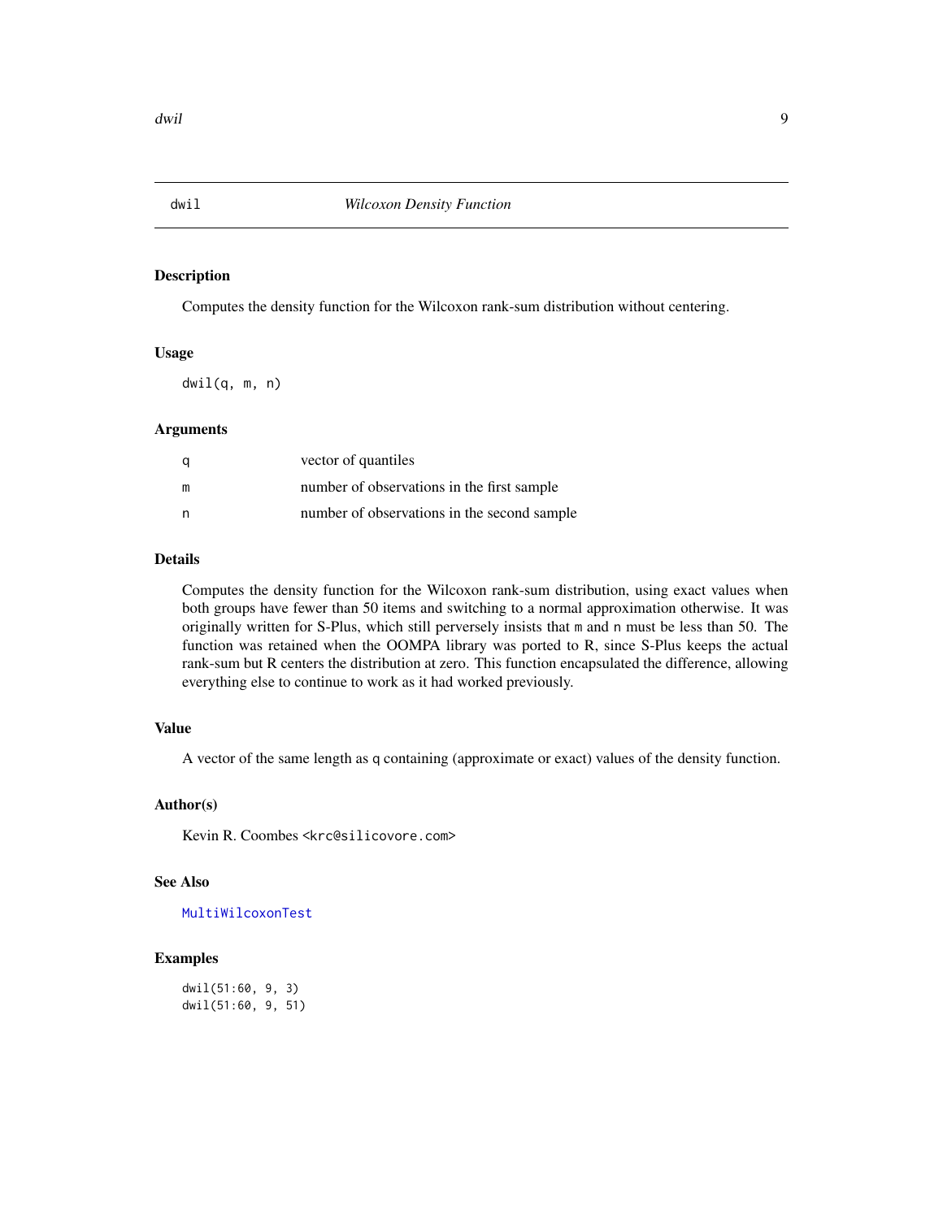# dwil — *Wilcoxon Density Function*

## Description

Computes the density function for the Wilcoxon rank-sum distribution without centering.

## Usage

```
dwil(q, m, n)
```

## Arguments

| | |
|---|---|
| q | vector of quantiles |
| m | number of observations in the first sample |
| n | number of observations in the second sample |

## Details

Computes the density function for the Wilcoxon rank-sum distribution, using exact values when both groups have fewer than 50 items and switching to a normal approximation otherwise. It was originally written for S-Plus, which still perversely insists that m and n must be less than 50. The function was retained when the OOMPA library was ported to R, since S-Plus keeps the actual rank-sum but R centers the distribution at zero. This function encapsulated the difference, allowing everything else to continue to work as it had worked previously.

## Value

A vector of the same length as q containing (approximate or exact) values of the density function.

## Author(s)

Kevin R. Coombes <krc@silicovore.com>

## See Also

MultiWilcoxonTest

## Examples

```
dwil(51:60, 9, 3)
dwil(51:60, 9, 51)
```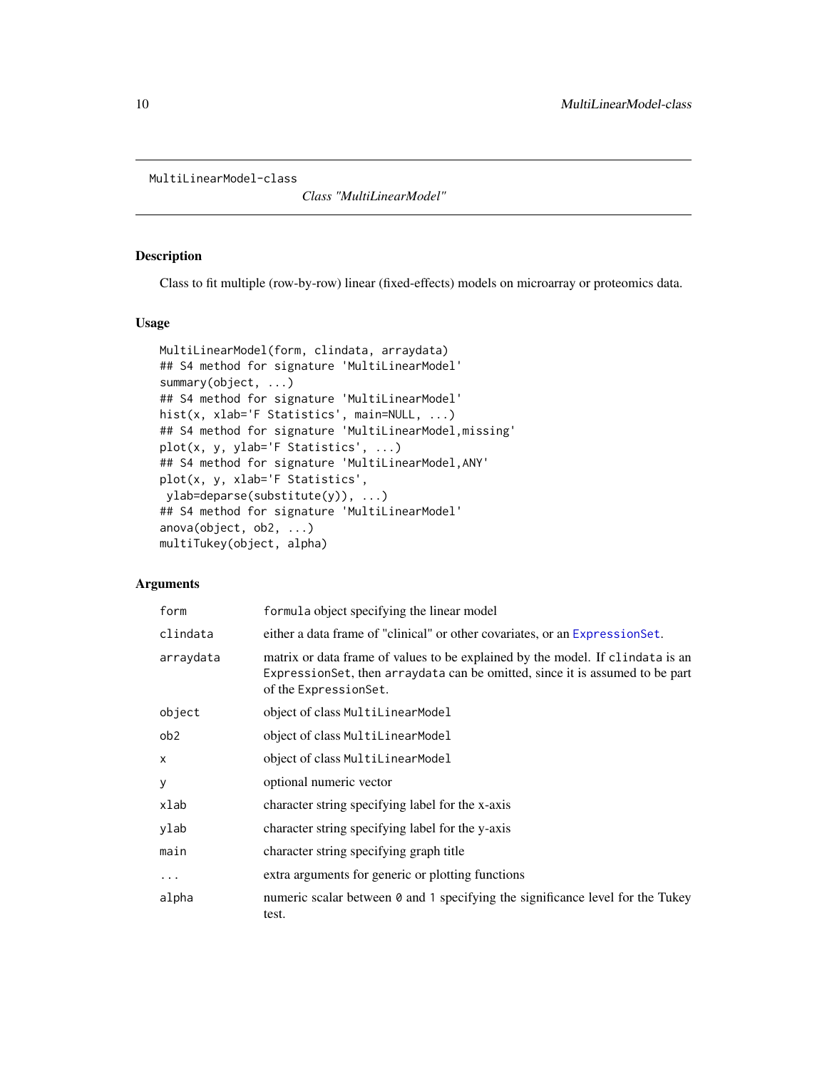MultiLinearModel-class &nbsp;&nbsp;&nbsp;&nbsp;&nbsp;&nbsp;&nbsp;&nbsp; *Class "MultiLinearModel"*

## Description

Class to fit multiple (row-by-row) linear (fixed-effects) models on microarray or proteomics data.

## Usage

```
MultiLinearModel(form, clindata, arraydata)
## S4 method for signature 'MultiLinearModel'
summary(object, ...)
## S4 method for signature 'MultiLinearModel'
hist(x, xlab='F Statistics', main=NULL, ...)
## S4 method for signature 'MultiLinearModel,missing'
plot(x, y, ylab='F Statistics', ...)
## S4 method for signature 'MultiLinearModel,ANY'
plot(x, y, xlab='F Statistics',
 ylab=deparse(substitute(y)), ...)
## S4 method for signature 'MultiLinearModel'
anova(object, ob2, ...)
multiTukey(object, alpha)
```

## Arguments

| | |
|---|---|
| `form` | `formula` object specifying the linear model |
| `clindata` | either a data frame of "clinical" or other covariates, or an `ExpressionSet`. |
| `arraydata` | matrix or data frame of values to be explained by the model. If `clindata` is an `ExpressionSet`, then `arraydata` can be omitted, since it is assumed to be part of the `ExpressionSet`. |
| `object` | object of class `MultiLinearModel` |
| `ob2` | object of class `MultiLinearModel` |
| `x` | object of class `MultiLinearModel` |
| `y` | optional numeric vector |
| `xlab` | character string specifying label for the x-axis |
| `ylab` | character string specifying label for the y-axis |
| `main` | character string specifying graph title |
| `...` | extra arguments for generic or plotting functions |
| `alpha` | numeric scalar between `0` and `1` specifying the significance level for the Tukey test. |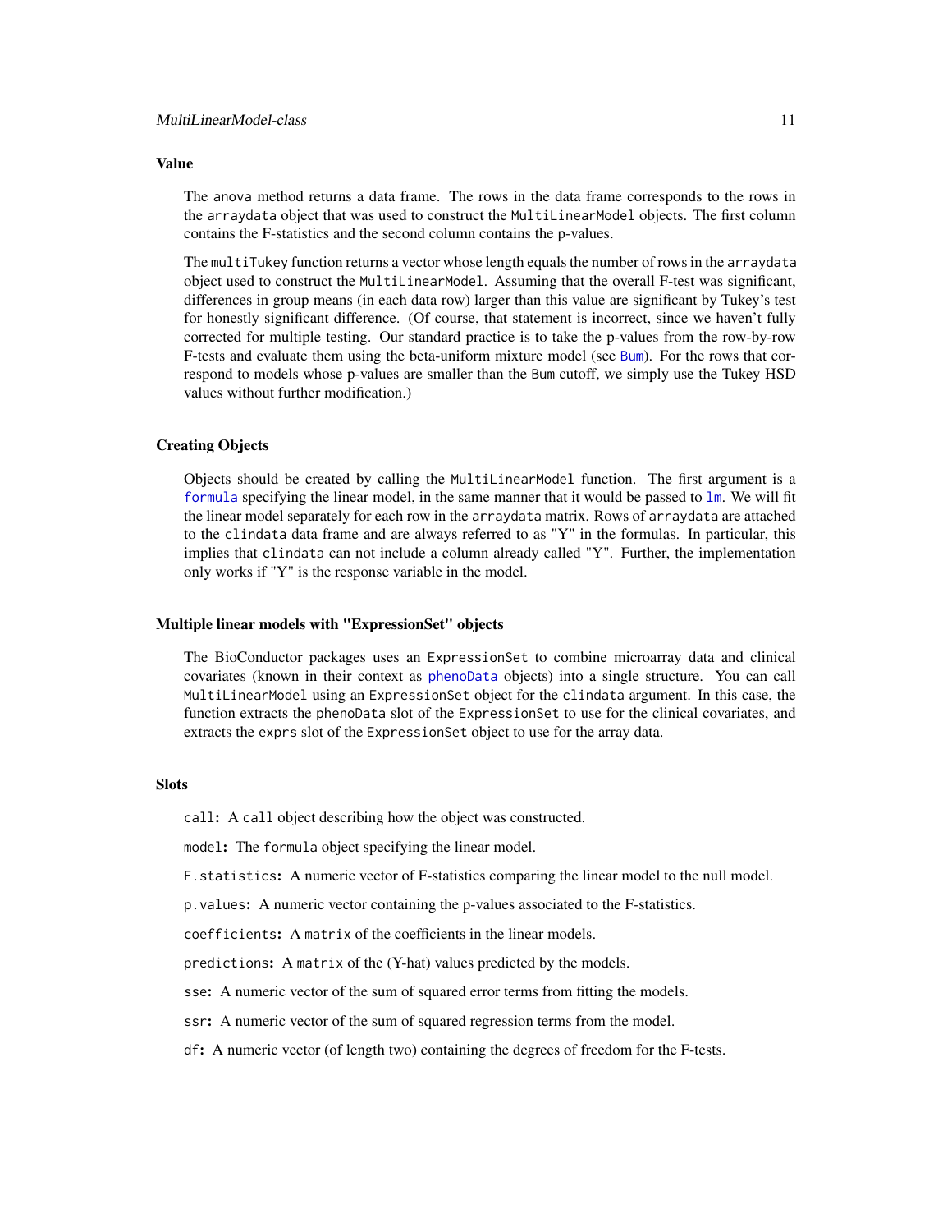## Value

The anova method returns a data frame. The rows in the data frame corresponds to the rows in the arraydata object that was used to construct the MultiLinearModel objects. The first column contains the F-statistics and the second column contains the p-values.

The multiTukey function returns a vector whose length equals the number of rows in the arraydata object used to construct the MultiLinearModel. Assuming that the overall F-test was significant, differences in group means (in each data row) larger than this value are significant by Tukey's test for honestly significant difference. (Of course, that statement is incorrect, since we haven't fully corrected for multiple testing. Our standard practice is to take the p-values from the row-by-row F-tests and evaluate them using the beta-uniform mixture model (see Bum). For the rows that correspond to models whose p-values are smaller than the Bum cutoff, we simply use the Tukey HSD values without further modification.)

## Creating Objects

Objects should be created by calling the MultiLinearModel function. The first argument is a formula specifying the linear model, in the same manner that it would be passed to lm. We will fit the linear model separately for each row in the arraydata matrix. Rows of arraydata are attached to the clindata data frame and are always referred to as "Y" in the formulas. In particular, this implies that clindata can not include a column already called "Y". Further, the implementation only works if "Y" is the response variable in the model.

## Multiple linear models with "ExpressionSet" objects

The BioConductor packages uses an ExpressionSet to combine microarray data and clinical covariates (known in their context as phenoData objects) into a single structure. You can call MultiLinearModel using an ExpressionSet object for the clindata argument. In this case, the function extracts the phenoData slot of the ExpressionSet to use for the clinical covariates, and extracts the exprs slot of the ExpressionSet object to use for the array data.

## Slots

**call:** A call object describing how the object was constructed.

**model:** The formula object specifying the linear model.

**F.statistics:** A numeric vector of F-statistics comparing the linear model to the null model.

**p.values:** A numeric vector containing the p-values associated to the F-statistics.

**coefficients:** A matrix of the coefficients in the linear models.

**predictions:** A matrix of the (Y-hat) values predicted by the models.

**sse:** A numeric vector of the sum of squared error terms from fitting the models.

**ssr:** A numeric vector of the sum of squared regression terms from the model.

**df:** A numeric vector (of length two) containing the degrees of freedom for the F-tests.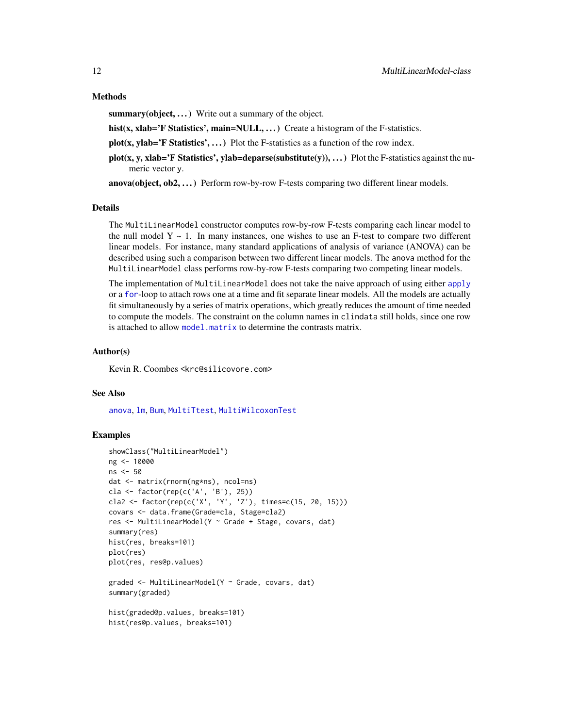### Methods

**summary(object, ...)** Write out a summary of the object.

**hist(x, xlab='F Statistics', main=NULL, ...)** Create a histogram of the F-statistics.

**plot(x, ylab='F Statistics', ...)** Plot the F-statistics as a function of the row index.

**plot(x, y, xlab='F Statistics', ylab=deparse(substitute(y)), ...)** Plot the F-statistics against the numeric vector y.

**anova(object, ob2, ...)** Perform row-by-row F-tests comparing two different linear models.

### Details

The MultiLinearModel constructor computes row-by-row F-tests comparing each linear model to the null model Y ~ 1. In many instances, one wishes to use an F-test to compare two different linear models. For instance, many standard applications of analysis of variance (ANOVA) can be described using such a comparison between two different linear models. The anova method for the MultiLinearModel class performs row-by-row F-tests comparing two competing linear models.

The implementation of MultiLinearModel does not take the naive approach of using either apply or a for-loop to attach rows one at a time and fit separate linear models. All the models are actually fit simultaneously by a series of matrix operations, which greatly reduces the amount of time needed to compute the models. The constraint on the column names in clindata still holds, since one row is attached to allow model.matrix to determine the contrasts matrix.

### Author(s)

Kevin R. Coombes <krc@silicovore.com>

### See Also

anova, lm, Bum, MultiTtest, MultiWilcoxonTest

### Examples

```
showClass("MultiLinearModel")
ng <- 10000
ns <- 50
dat <- matrix(rnorm(ng*ns), ncol=ns)
cla <- factor(rep(c('A', 'B'), 25))
cla2 <- factor(rep(c('X', 'Y', 'Z'), times=c(15, 20, 15)))
covars <- data.frame(Grade=cla, Stage=cla2)
res <- MultiLinearModel(Y ~ Grade + Stage, covars, dat)
summary(res)
hist(res, breaks=101)
plot(res)
plot(res, res@p.values)

graded <- MultiLinearModel(Y ~ Grade, covars, dat)
summary(graded)

hist(graded@p.values, breaks=101)
hist(res@p.values, breaks=101)
```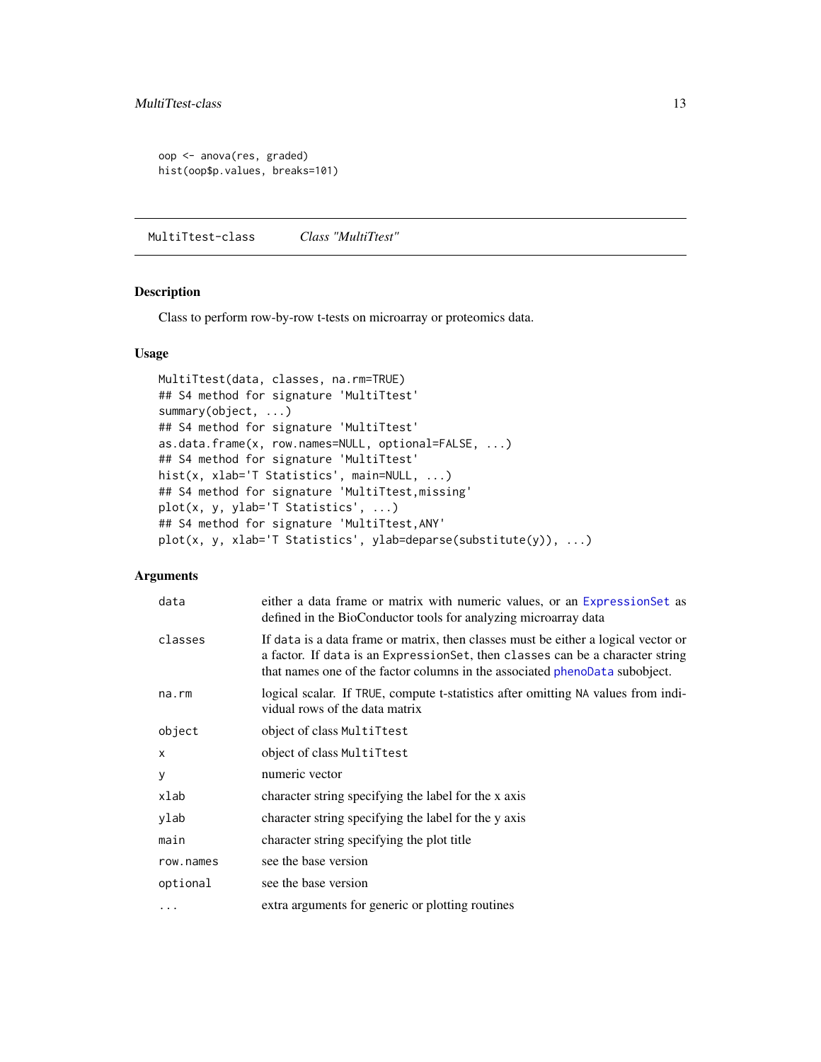```
oop <- anova(res, graded)
hist(oop$p.values, breaks=101)
```

---

MultiTtest-class *Class "MultiTtest"*

---

## Description

Class to perform row-by-row t-tests on microarray or proteomics data.

## Usage

```
MultiTtest(data, classes, na.rm=TRUE)
## S4 method for signature 'MultiTtest'
summary(object, ...)
## S4 method for signature 'MultiTtest'
as.data.frame(x, row.names=NULL, optional=FALSE, ...)
## S4 method for signature 'MultiTtest'
hist(x, xlab='T Statistics', main=NULL, ...)
## S4 method for signature 'MultiTtest,missing'
plot(x, y, ylab='T Statistics', ...)
## S4 method for signature 'MultiTtest,ANY'
plot(x, y, xlab='T Statistics', ylab=deparse(substitute(y)), ...)
```

## Arguments

| | |
|---|---|
| `data` | either a data frame or matrix with numeric values, or an `ExpressionSet` as defined in the BioConductor tools for analyzing microarray data |
| `classes` | If `data` is a data frame or matrix, then classes must be either a logical vector or a factor. If `data` is an `ExpressionSet`, then `classes` can be a character string that names one of the factor columns in the associated `phenoData` subobject. |
| `na.rm` | logical scalar. If `TRUE`, compute t-statistics after omitting `NA` values from individual rows of the data matrix |
| `object` | object of class `MultiTtest` |
| `x` | object of class `MultiTtest` |
| `y` | numeric vector |
| `xlab` | character string specifying the label for the x axis |
| `ylab` | character string specifying the label for the y axis |
| `main` | character string specifying the plot title |
| `row.names` | see the base version |
| `optional` | see the base version |
| `...` | extra arguments for generic or plotting routines |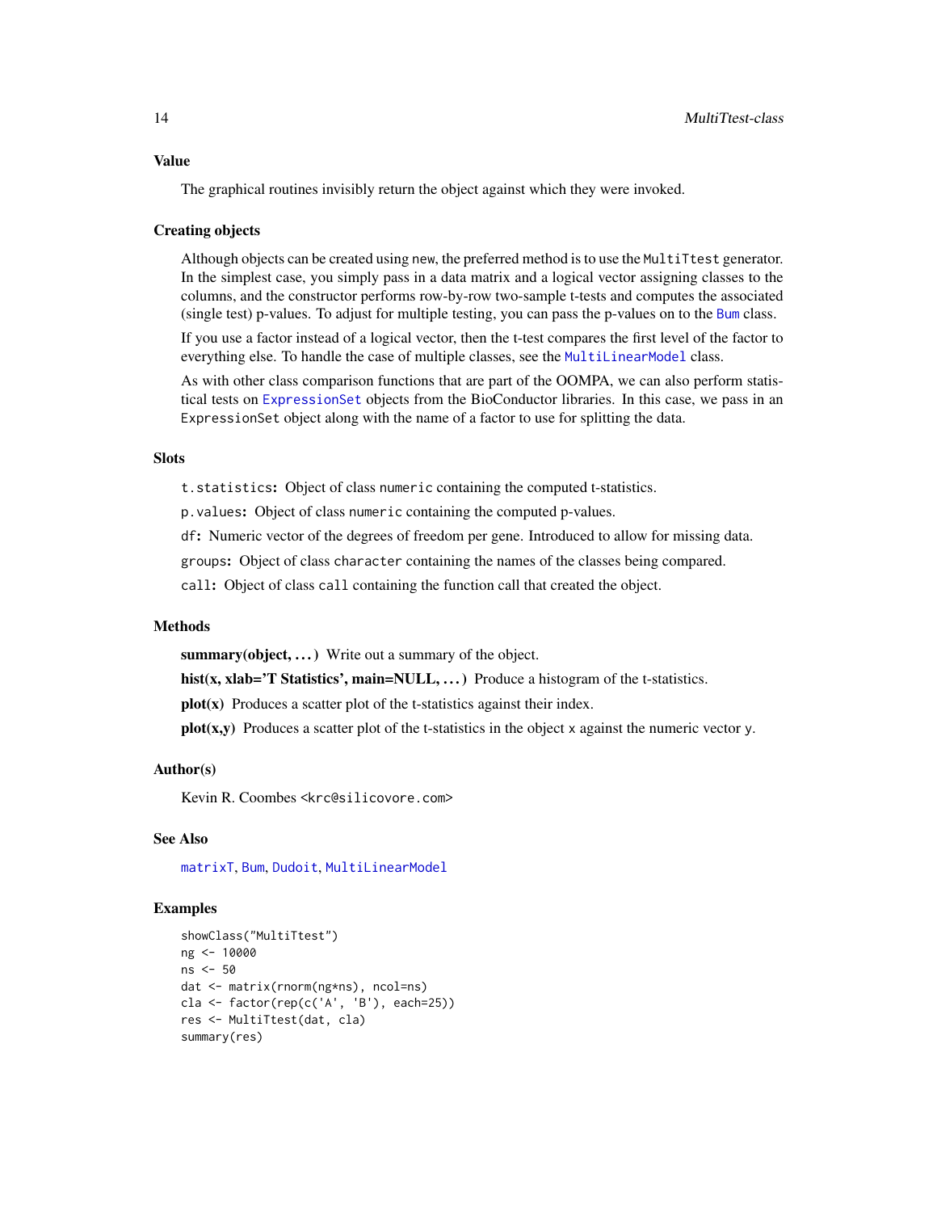## Value

The graphical routines invisibly return the object against which they were invoked.

## Creating objects

Although objects can be created using `new`, the preferred method is to use the `MultiTtest` generator. In the simplest case, you simply pass in a data matrix and a logical vector assigning classes to the columns, and the constructor performs row-by-row two-sample t-tests and computes the associated (single test) p-values. To adjust for multiple testing, you can pass the p-values on to the `Bum` class.

If you use a factor instead of a logical vector, then the t-test compares the first level of the factor to everything else. To handle the case of multiple classes, see the `MultiLinearModel` class.

As with other class comparison functions that are part of the OOMPA, we can also perform statistical tests on `ExpressionSet` objects from the BioConductor libraries. In this case, we pass in an `ExpressionSet` object along with the name of a factor to use for splitting the data.

## Slots

`t.statistics`: Object of class `numeric` containing the computed t-statistics.

`p.values`: Object of class `numeric` containing the computed p-values.

`df`: Numeric vector of the degrees of freedom per gene. Introduced to allow for missing data.

`groups`: Object of class `character` containing the names of the classes being compared.

`call`: Object of class `call` containing the function call that created the object.

## Methods

**summary(object, ...)** Write out a summary of the object.

**hist(x, xlab='T Statistics', main=NULL, ...)** Produce a histogram of the t-statistics.

**plot(x)** Produces a scatter plot of the t-statistics against their index.

**plot(x,y)** Produces a scatter plot of the t-statistics in the object `x` against the numeric vector `y`.

## Author(s)

Kevin R. Coombes <krc@silicovore.com>

## See Also

`matrixT`, `Bum`, `Dudoit`, `MultiLinearModel`

## Examples

```
showClass("MultiTtest")
ng <- 10000
ns <- 50
dat <- matrix(rnorm(ng*ns), ncol=ns)
cla <- factor(rep(c('A', 'B'), each=25))
res <- MultiTtest(dat, cla)
summary(res)
```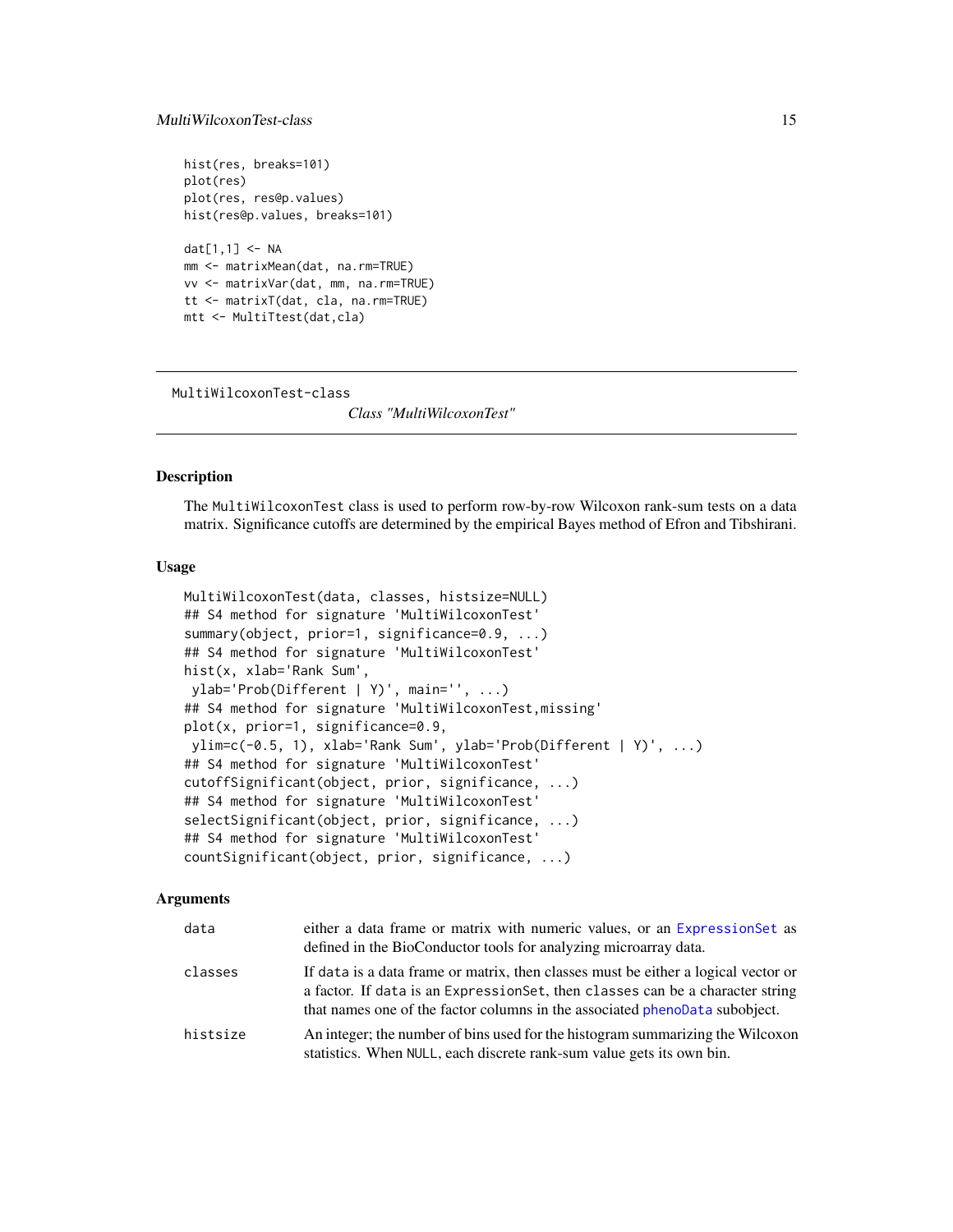```
hist(res, breaks=101)
plot(res)
plot(res, res@p.values)
hist(res@p.values, breaks=101)

dat[1,1] <- NA
mm <- matrixMean(dat, na.rm=TRUE)
vv <- matrixVar(dat, mm, na.rm=TRUE)
tt <- matrixT(dat, cla, na.rm=TRUE)
mtt <- MultiTtest(dat,cla)
```

---

MultiWilcoxonTest-class

*Class "MultiWilcoxonTest"*

---

### Description

The MultiWilcoxonTest class is used to perform row-by-row Wilcoxon rank-sum tests on a data matrix. Significance cutoffs are determined by the empirical Bayes method of Efron and Tibshirani.

### Usage

```
MultiWilcoxonTest(data, classes, histsize=NULL)
## S4 method for signature 'MultiWilcoxonTest'
summary(object, prior=1, significance=0.9, ...)
## S4 method for signature 'MultiWilcoxonTest'
hist(x, xlab='Rank Sum',
 ylab='Prob(Different | Y)', main='', ...)
## S4 method for signature 'MultiWilcoxonTest,missing'
plot(x, prior=1, significance=0.9,
 ylim=c(-0.5, 1), xlab='Rank Sum', ylab='Prob(Different | Y)', ...)
## S4 method for signature 'MultiWilcoxonTest'
cutoffSignificant(object, prior, significance, ...)
## S4 method for signature 'MultiWilcoxonTest'
selectSignificant(object, prior, significance, ...)
## S4 method for signature 'MultiWilcoxonTest'
countSignificant(object, prior, significance, ...)
```

### Arguments

| | |
|---|---|
| data | either a data frame or matrix with numeric values, or an ExpressionSet as defined in the BioConductor tools for analyzing microarray data. |
| classes | If data is a data frame or matrix, then classes must be either a logical vector or a factor. If data is an ExpressionSet, then classes can be a character string that names one of the factor columns in the associated phenoData subobject. |
| histsize | An integer; the number of bins used for the histogram summarizing the Wilcoxon statistics. When NULL, each discrete rank-sum value gets its own bin. |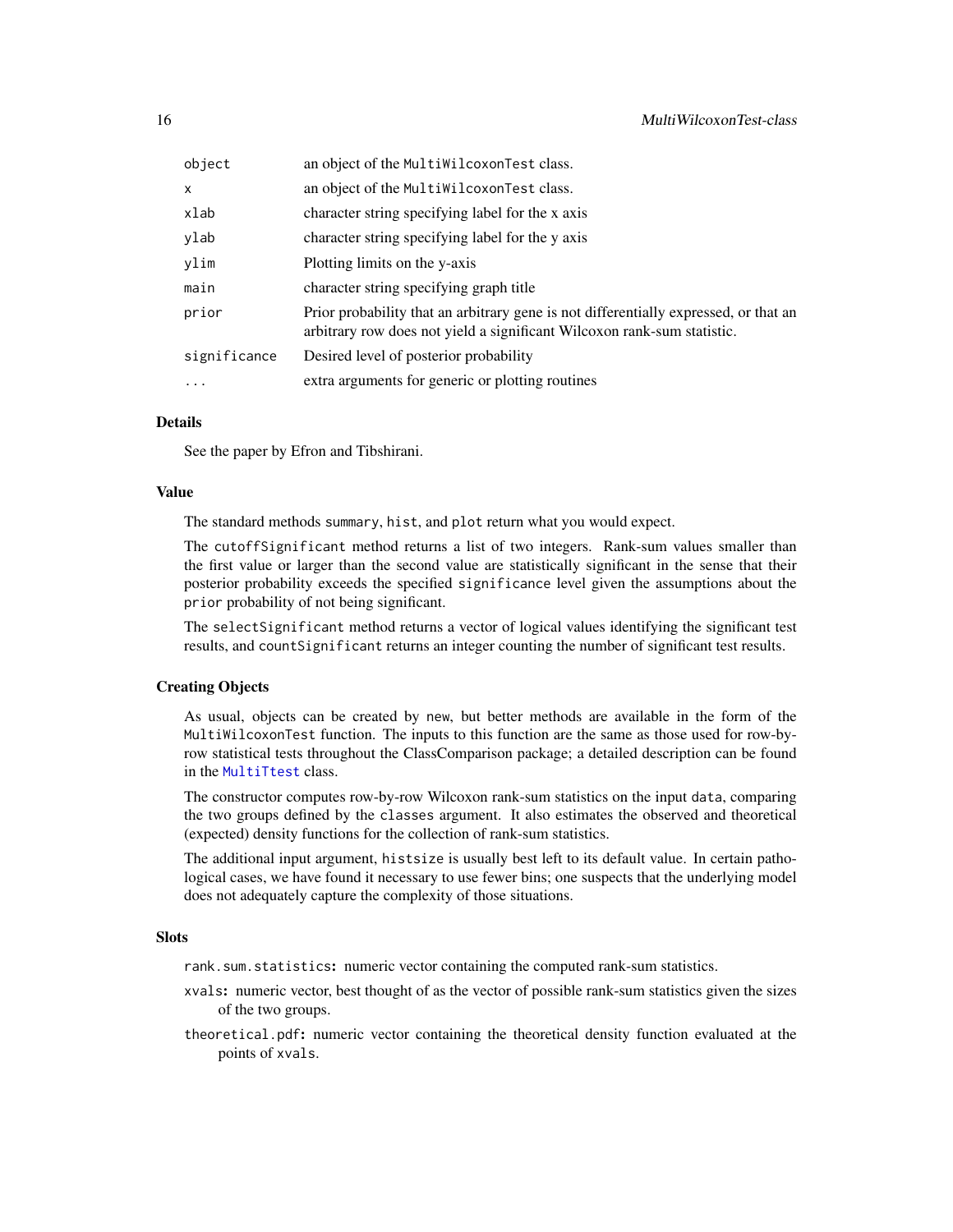| | |
|---|---|
| `object` | an object of the `MultiWilcoxonTest` class. |
| `x` | an object of the `MultiWilcoxonTest` class. |
| `xlab` | character string specifying label for the x axis |
| `ylab` | character string specifying label for the y axis |
| `ylim` | Plotting limits on the y-axis |
| `main` | character string specifying graph title |
| `prior` | Prior probability that an arbitrary gene is not differentially expressed, or that an arbitrary row does not yield a significant Wilcoxon rank-sum statistic. |
| `significance` | Desired level of posterior probability |
| `...` | extra arguments for generic or plotting routines |

### Details

See the paper by Efron and Tibshirani.

### Value

The standard methods `summary`, `hist`, and `plot` return what you would expect.

The `cutoffSignificant` method returns a list of two integers. Rank-sum values smaller than the first value or larger than the second value are statistically significant in the sense that their posterior probability exceeds the specified `significance` level given the assumptions about the `prior` probability of not being significant.

The `selectSignificant` method returns a vector of logical values identifying the significant test results, and `countSignificant` returns an integer counting the number of significant test results.

### Creating Objects

As usual, objects can be created by `new`, but better methods are available in the form of the `MultiWilcoxonTest` function. The inputs to this function are the same as those used for row-by-row statistical tests throughout the ClassComparison package; a detailed description can be found in the `MultiTtest` class.

The constructor computes row-by-row Wilcoxon rank-sum statistics on the input `data`, comparing the two groups defined by the `classes` argument. It also estimates the observed and theoretical (expected) density functions for the collection of rank-sum statistics.

The additional input argument, `histsize` is usually best left to its default value. In certain pathological cases, we have found it necessary to use fewer bins; one suspects that the underlying model does not adequately capture the complexity of those situations.

### Slots

`rank.sum.statistics`: numeric vector containing the computed rank-sum statistics.

`xvals`: numeric vector, best thought of as the vector of possible rank-sum statistics given the sizes of the two groups.

`theoretical.pdf`: numeric vector containing the theoretical density function evaluated at the points of `xvals`.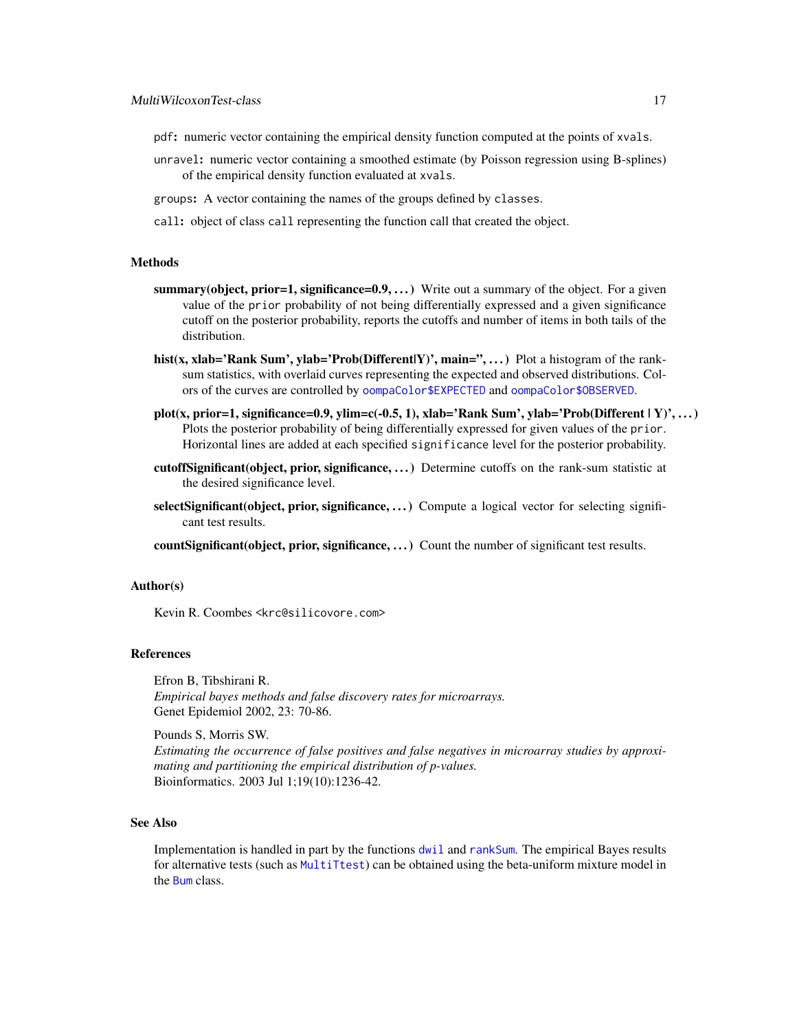`pdf`: numeric vector containing the empirical density function computed at the points of `xvals`.

`unravel`: numeric vector containing a smoothed estimate (by Poisson regression using B-splines) of the empirical density function evaluated at `xvals`.

`groups`: A vector containing the names of the groups defined by `classes`.

`call`: object of class `call` representing the function call that created the object.

### Methods

**summary(object, prior=1, significance=0.9, ...)** Write out a summary of the object. For a given value of the `prior` probability of not being differentially expressed and a given significance cutoff on the posterior probability, reports the cutoffs and number of items in both tails of the distribution.

**hist(x, xlab='Rank Sum', ylab='Prob(Different|Y)', main='', ...)** Plot a histogram of the rank-sum statistics, with overlaid curves representing the expected and observed distributions. Colors of the curves are controlled by `oompaColor$EXPECTED` and `oompaColor$OBSERVED`.

**plot(x, prior=1, significance=0.9, ylim=c(-0.5, 1), xlab='Rank Sum', ylab='Prob(Different | Y)', ...)** Plots the posterior probability of being differentially expressed for given values of the `prior`. Horizontal lines are added at each specified `significance` level for the posterior probability.

**cutoffSignificant(object, prior, significance, ...)** Determine cutoffs on the rank-sum statistic at the desired significance level.

**selectSignificant(object, prior, significance, ...)** Compute a logical vector for selecting significant test results.

**countSignificant(object, prior, significance, ...)** Count the number of significant test results.

### Author(s)

Kevin R. Coombes <krc@silicovore.com>

### References

Efron B, Tibshirani R.
*Empirical bayes methods and false discovery rates for microarrays.*
Genet Epidemiol 2002, 23: 70-86.

Pounds S, Morris SW.
*Estimating the occurrence of false positives and false negatives in microarray studies by approximating and partitioning the empirical distribution of p-values.*
Bioinformatics. 2003 Jul 1;19(10):1236-42.

### See Also

Implementation is handled in part by the functions `dwil` and `rankSum`. The empirical Bayes results for alternative tests (such as `MultiTtest`) can be obtained using the beta-uniform mixture model in the `Bum` class.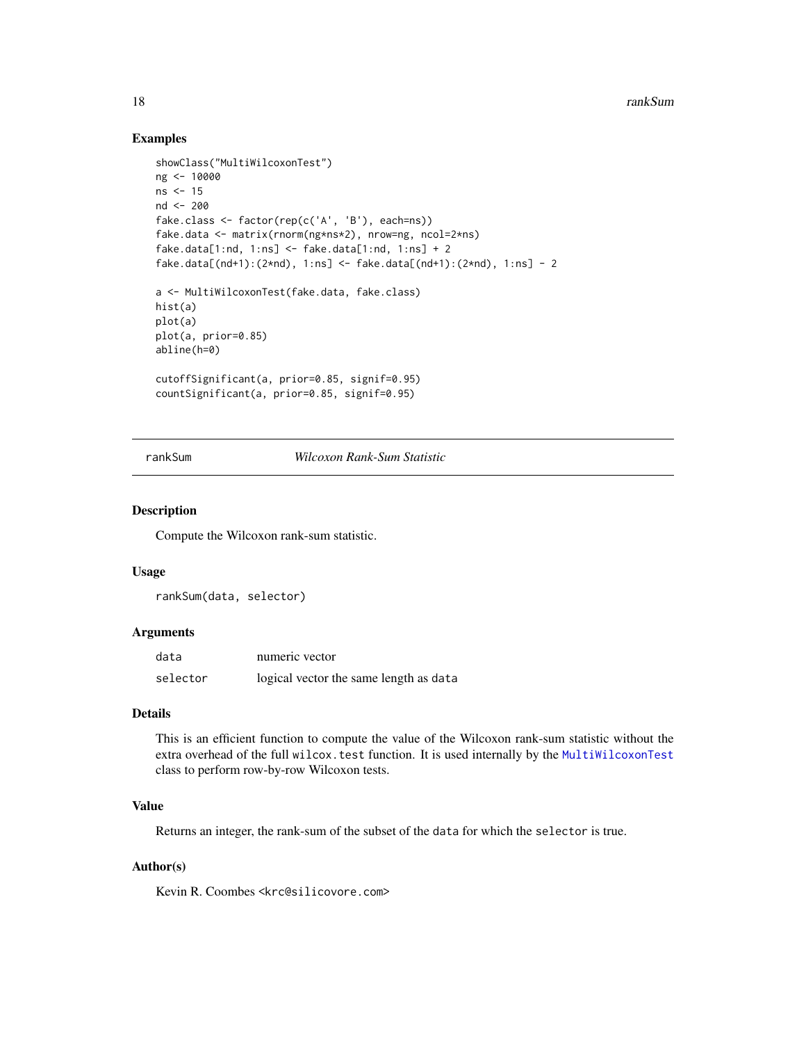## Examples

```
showClass("MultiWilcoxonTest")
ng <- 10000
ns <- 15
nd <- 200
fake.class <- factor(rep(c('A', 'B'), each=ns))
fake.data <- matrix(rnorm(ng*ns*2), nrow=ng, ncol=2*ns)
fake.data[1:nd, 1:ns] <- fake.data[1:nd, 1:ns] + 2
fake.data[(nd+1):(2*nd), 1:ns] <- fake.data[(nd+1):(2*nd), 1:ns] - 2

a <- MultiWilcoxonTest(fake.data, fake.class)
hist(a)
plot(a)
plot(a, prior=0.85)
abline(h=0)

cutoffSignificant(a, prior=0.85, signif=0.95)
countSignificant(a, prior=0.85, signif=0.95)
```

---

# rankSum *Wilcoxon Rank-Sum Statistic*

---

## Description

Compute the Wilcoxon rank-sum statistic.

## Usage

```
rankSum(data, selector)
```

## Arguments

| | |
|---|---|
| data | numeric vector |
| selector | logical vector the same length as `data` |

## Details

This is an efficient function to compute the value of the Wilcoxon rank-sum statistic without the extra overhead of the full `wilcox.test` function. It is used internally by the `MultiWilcoxonTest` class to perform row-by-row Wilcoxon tests.

## Value

Returns an integer, the rank-sum of the subset of the `data` for which the `selector` is true.

## Author(s)

Kevin R. Coombes <krc@silicovore.com>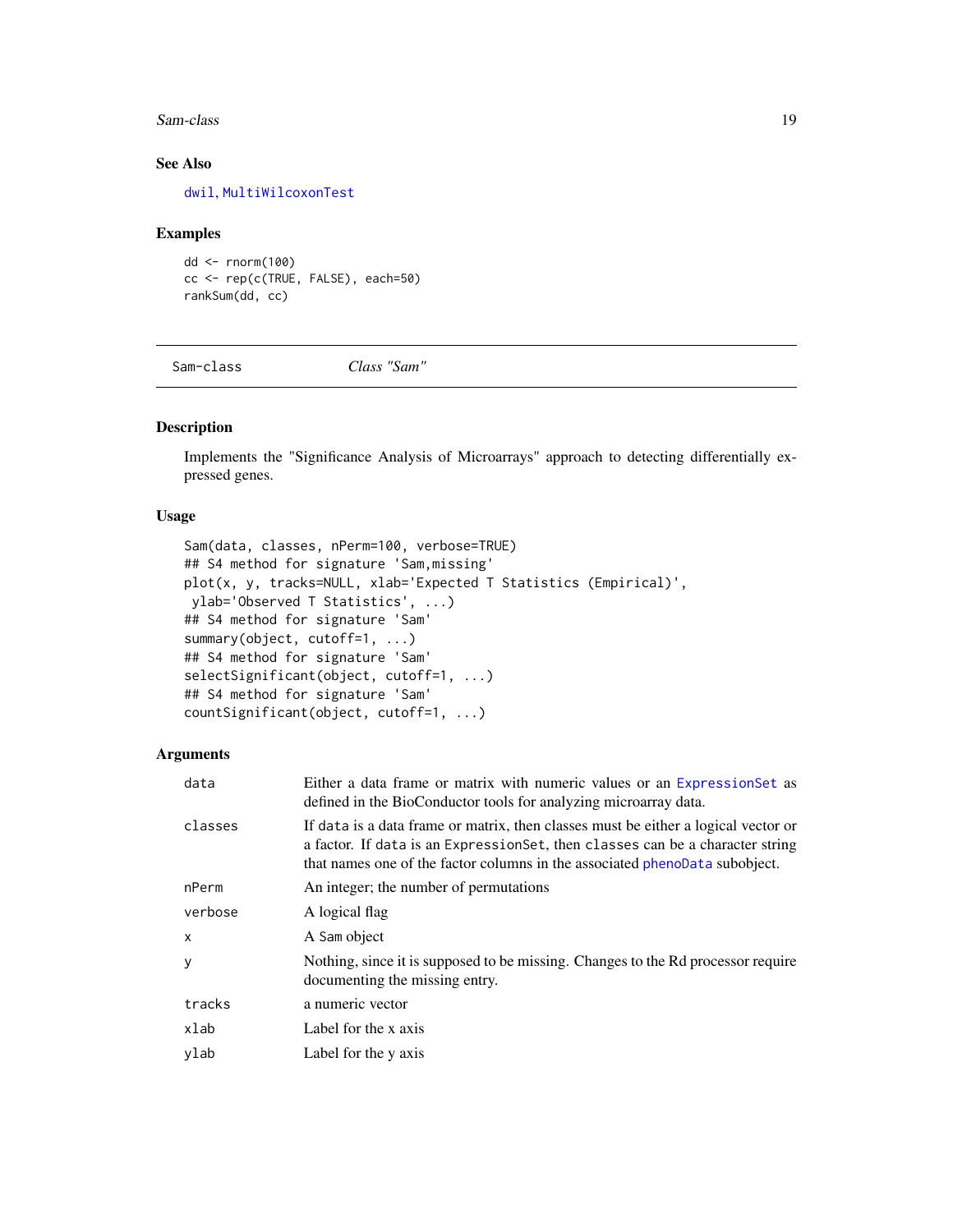### See Also

`dwil`, `MultiWilcoxonTest`

### Examples

```
dd <- rnorm(100)
cc <- rep(c(TRUE, FALSE), each=50)
rankSum(dd, cc)
```

---

## Sam-class *Class "Sam"*

---

### Description

Implements the "Significance Analysis of Microarrays" approach to detecting differentially expressed genes.

### Usage

```
Sam(data, classes, nPerm=100, verbose=TRUE)
## S4 method for signature 'Sam,missing'
plot(x, y, tracks=NULL, xlab='Expected T Statistics (Empirical)',
 ylab='Observed T Statistics', ...)
## S4 method for signature 'Sam'
summary(object, cutoff=1, ...)
## S4 method for signature 'Sam'
selectSignificant(object, cutoff=1, ...)
## S4 method for signature 'Sam'
countSignificant(object, cutoff=1, ...)
```

### Arguments

| | |
|---|---|
| `data` | Either a data frame or matrix with numeric values or an `ExpressionSet` as defined in the BioConductor tools for analyzing microarray data. |
| `classes` | If `data` is a data frame or matrix, then classes must be either a logical vector or a factor. If `data` is an `ExpressionSet`, then `classes` can be a character string that names one of the factor columns in the associated `phenoData` subobject. |
| `nPerm` | An integer; the number of permutations |
| `verbose` | A logical flag |
| `x` | A `Sam` object |
| `y` | Nothing, since it is supposed to be missing. Changes to the Rd processor require documenting the missing entry. |
| `tracks` | a numeric vector |
| `xlab` | Label for the x axis |
| `ylab` | Label for the y axis |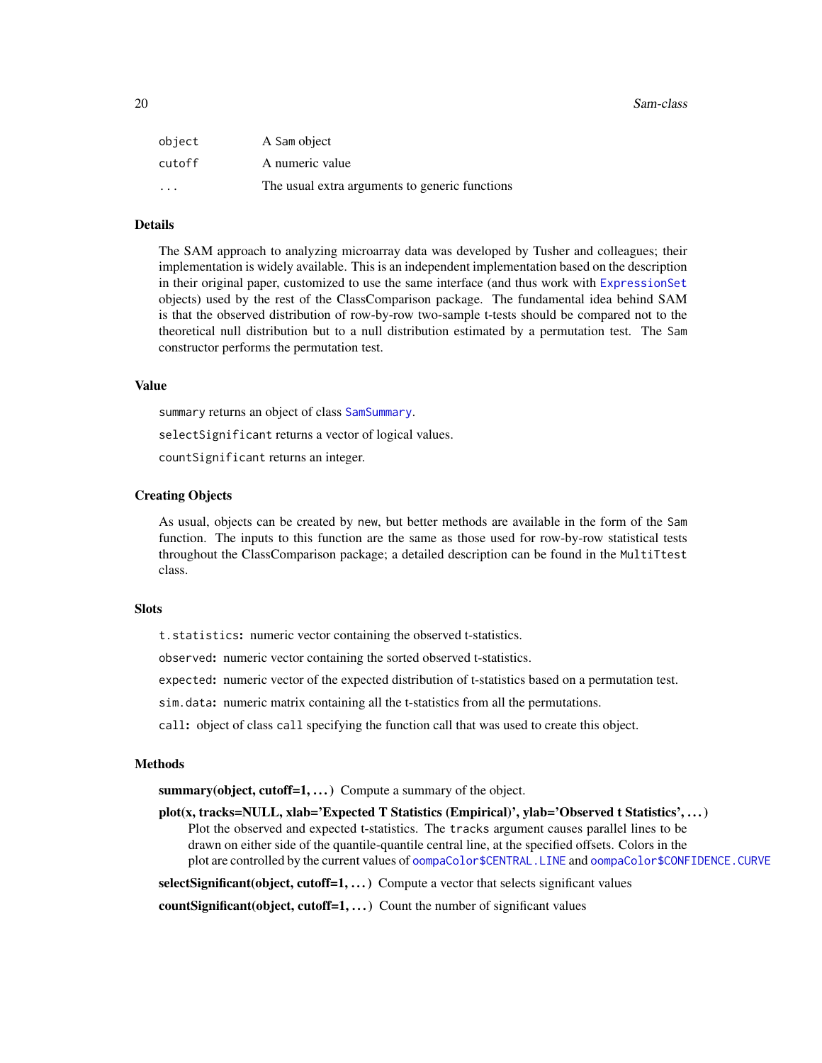| | |
|---|---|
| `object` | A `Sam` object |
| `cutoff` | A numeric value |
| `...` | The usual extra arguments to generic functions |

## Details

The SAM approach to analyzing microarray data was developed by Tusher and colleagues; their implementation is widely available. This is an independent implementation based on the description in their original paper, customized to use the same interface (and thus work with `ExpressionSet` objects) used by the rest of the ClassComparison package. The fundamental idea behind SAM is that the observed distribution of row-by-row two-sample t-tests should be compared not to the theoretical null distribution but to a null distribution estimated by a permutation test. The `Sam` constructor performs the permutation test.

## Value

`summary` returns an object of class `SamSummary`.

`selectSignificant` returns a vector of logical values.

`countSignificant` returns an integer.

## Creating Objects

As usual, objects can be created by `new`, but better methods are available in the form of the `Sam` function. The inputs to this function are the same as those used for row-by-row statistical tests throughout the ClassComparison package; a detailed description can be found in the `MultiTtest` class.

## Slots

`t.statistics`: numeric vector containing the observed t-statistics.

`observed`: numeric vector containing the sorted observed t-statistics.

`expected`: numeric vector of the expected distribution of t-statistics based on a permutation test.

`sim.data`: numeric matrix containing all the t-statistics from all the permutations.

`call`: object of class `call` specifying the function call that was used to create this object.

## Methods

**summary(object, cutoff=1, ...)** Compute a summary of the object.

**plot(x, tracks=NULL, xlab='Expected T Statistics (Empirical)', ylab='Observed t Statistics', ...)** Plot the observed and expected t-statistics. The `tracks` argument causes parallel lines to be drawn on either side of the quantile-quantile central line, at the specified offsets. Colors in the plot are controlled by the current values of `oompaColor$CENTRAL.LINE` and `oompaColor$CONFIDENCE.CURVE`

**selectSignificant(object, cutoff=1, ...)** Compute a vector that selects significant values

**countSignificant(object, cutoff=1, ...)** Count the number of significant values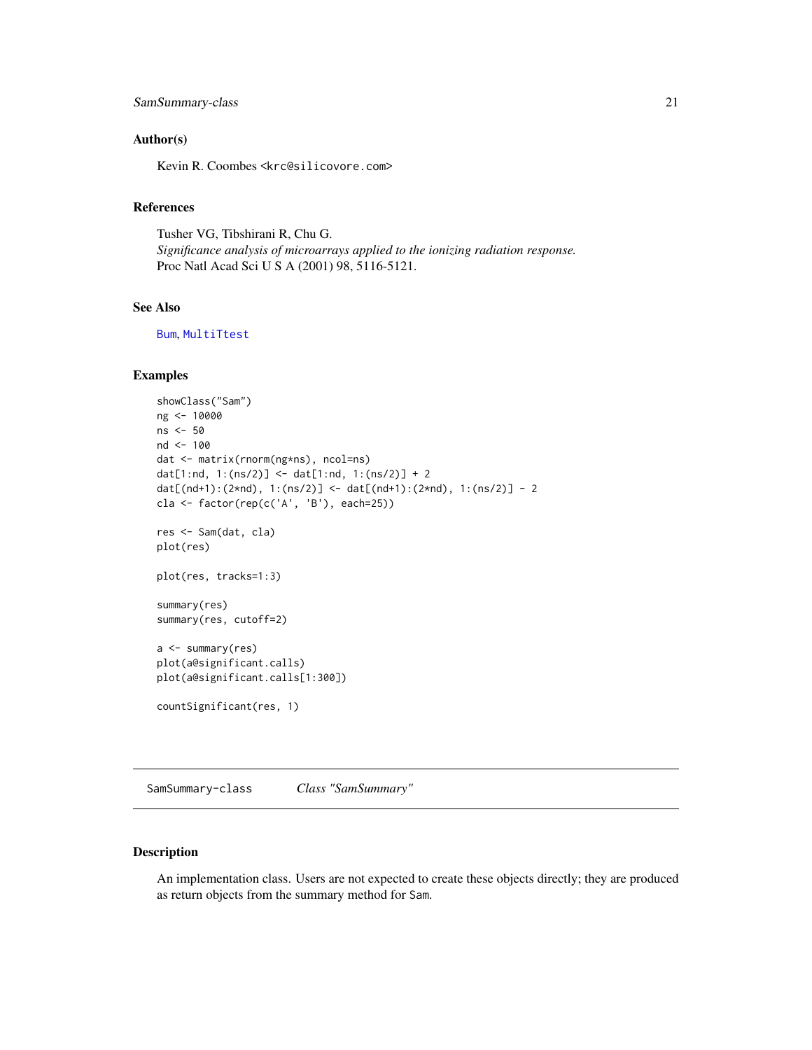### Author(s)

Kevin R. Coombes <krc@silicovore.com>

### References

Tusher VG, Tibshirani R, Chu G.
*Significance analysis of microarrays applied to the ionizing radiation response.*
Proc Natl Acad Sci U S A (2001) 98, 5116-5121.

### See Also

Bum, MultiTtest

### Examples

```
showClass("Sam")
ng <- 10000
ns <- 50
nd <- 100
dat <- matrix(rnorm(ng*ns), ncol=ns)
dat[1:nd, 1:(ns/2)] <- dat[1:nd, 1:(ns/2)] + 2
dat[(nd+1):(2*nd), 1:(ns/2)] <- dat[(nd+1):(2*nd), 1:(ns/2)] - 2
cla <- factor(rep(c('A', 'B'), each=25))

res <- Sam(dat, cla)
plot(res)

plot(res, tracks=1:3)

summary(res)
summary(res, cutoff=2)

a <- summary(res)
plot(a@significant.calls)
plot(a@significant.calls[1:300])

countSignificant(res, 1)
```

---

## SamSummary-class    *Class "SamSummary"*

---

### Description

An implementation class. Users are not expected to create these objects directly; they are produced as return objects from the summary method for Sam.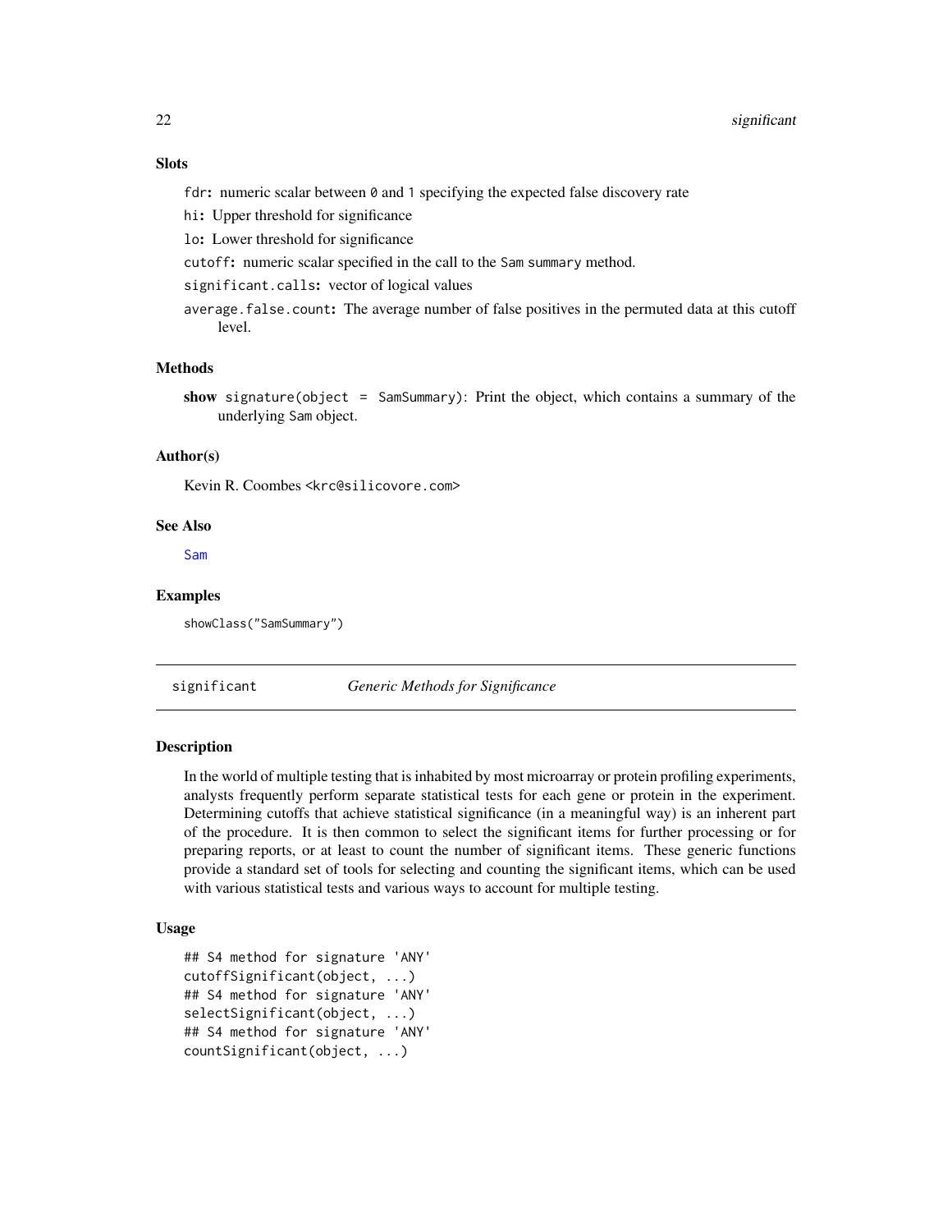### Slots

`fdr`: numeric scalar between `0` and `1` specifying the expected false discovery rate

`hi`: Upper threshold for significance

`lo`: Lower threshold for significance

`cutoff`: numeric scalar specified in the call to the `Sam` `summary` method.

`significant.calls`: vector of logical values

`average.false.count`: The average number of false positives in the permuted data at this cutoff level.

### Methods

**show** `signature(object = SamSummary)`: Print the object, which contains a summary of the underlying `Sam` object.

### Author(s)

Kevin R. Coombes `<krc@silicovore.com>`

### See Also

`Sam`

### Examples

```
showClass("SamSummary")
```

---

## significant — *Generic Methods for Significance*

---

### Description

In the world of multiple testing that is inhabited by most microarray or protein profiling experiments, analysts frequently perform separate statistical tests for each gene or protein in the experiment. Determining cutoffs that achieve statistical significance (in a meaningful way) is an inherent part of the procedure. It is then common to select the significant items for further processing or for preparing reports, or at least to count the number of significant items. These generic functions provide a standard set of tools for selecting and counting the significant items, which can be used with various statistical tests and various ways to account for multiple testing.

### Usage

```
## S4 method for signature 'ANY'
cutoffSignificant(object, ...)
## S4 method for signature 'ANY'
selectSignificant(object, ...)
## S4 method for signature 'ANY'
countSignificant(object, ...)
```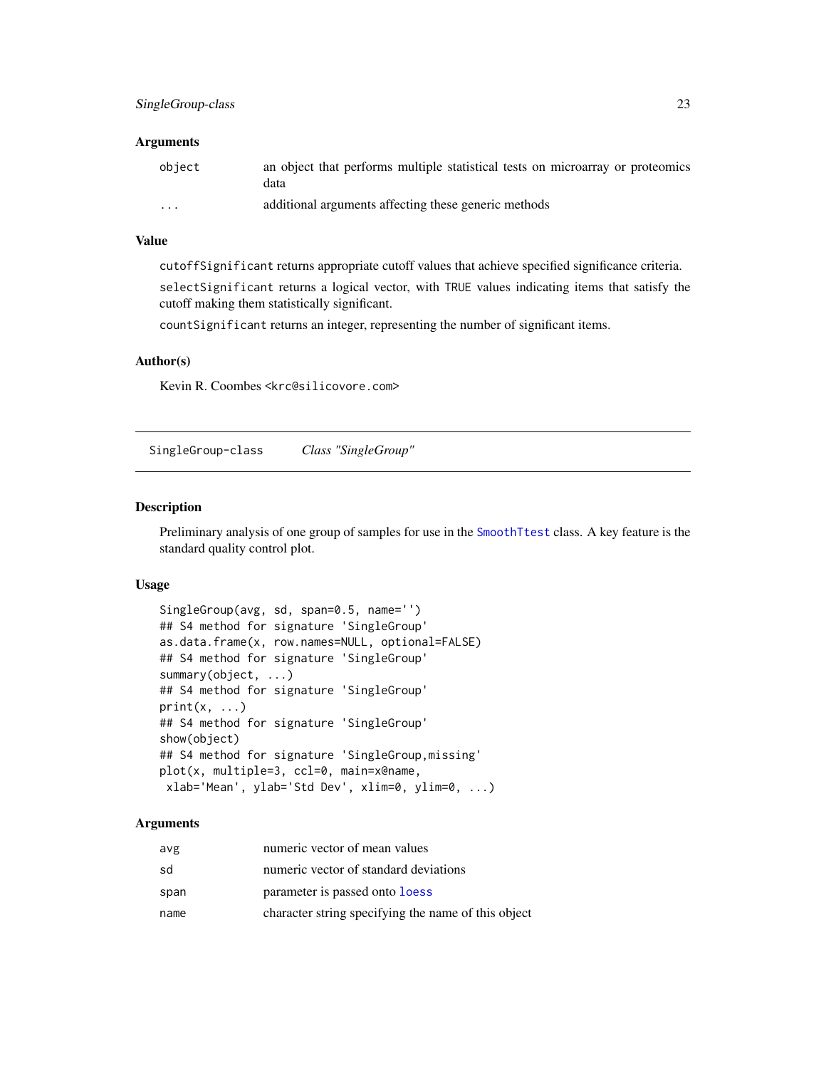### Arguments

| | |
|---|---|
| object | an object that performs multiple statistical tests on microarray or proteomics data |
| ... | additional arguments affecting these generic methods |

### Value

`cutoffSignificant` returns appropriate cutoff values that achieve specified significance criteria.

`selectSignificant` returns a logical vector, with `TRUE` values indicating items that satisfy the cutoff making them statistically significant.

`countSignificant` returns an integer, representing the number of significant items.

### Author(s)

Kevin R. Coombes <krc@silicovore.com>

---

## SingleGroup-class *Class "SingleGroup"*

### Description

Preliminary analysis of one group of samples for use in the SmoothTtest class. A key feature is the standard quality control plot.

### Usage

```
SingleGroup(avg, sd, span=0.5, name='')
## S4 method for signature 'SingleGroup'
as.data.frame(x, row.names=NULL, optional=FALSE)
## S4 method for signature 'SingleGroup'
summary(object, ...)
## S4 method for signature 'SingleGroup'
print(x, ...)
## S4 method for signature 'SingleGroup'
show(object)
## S4 method for signature 'SingleGroup,missing'
plot(x, multiple=3, ccl=0, main=x@name,
 xlab='Mean', ylab='Std Dev', xlim=0, ylim=0, ...)
```

### Arguments

| | |
|---|---|
| avg | numeric vector of mean values |
| sd | numeric vector of standard deviations |
| span | parameter is passed onto loess |
| name | character string specifying the name of this object |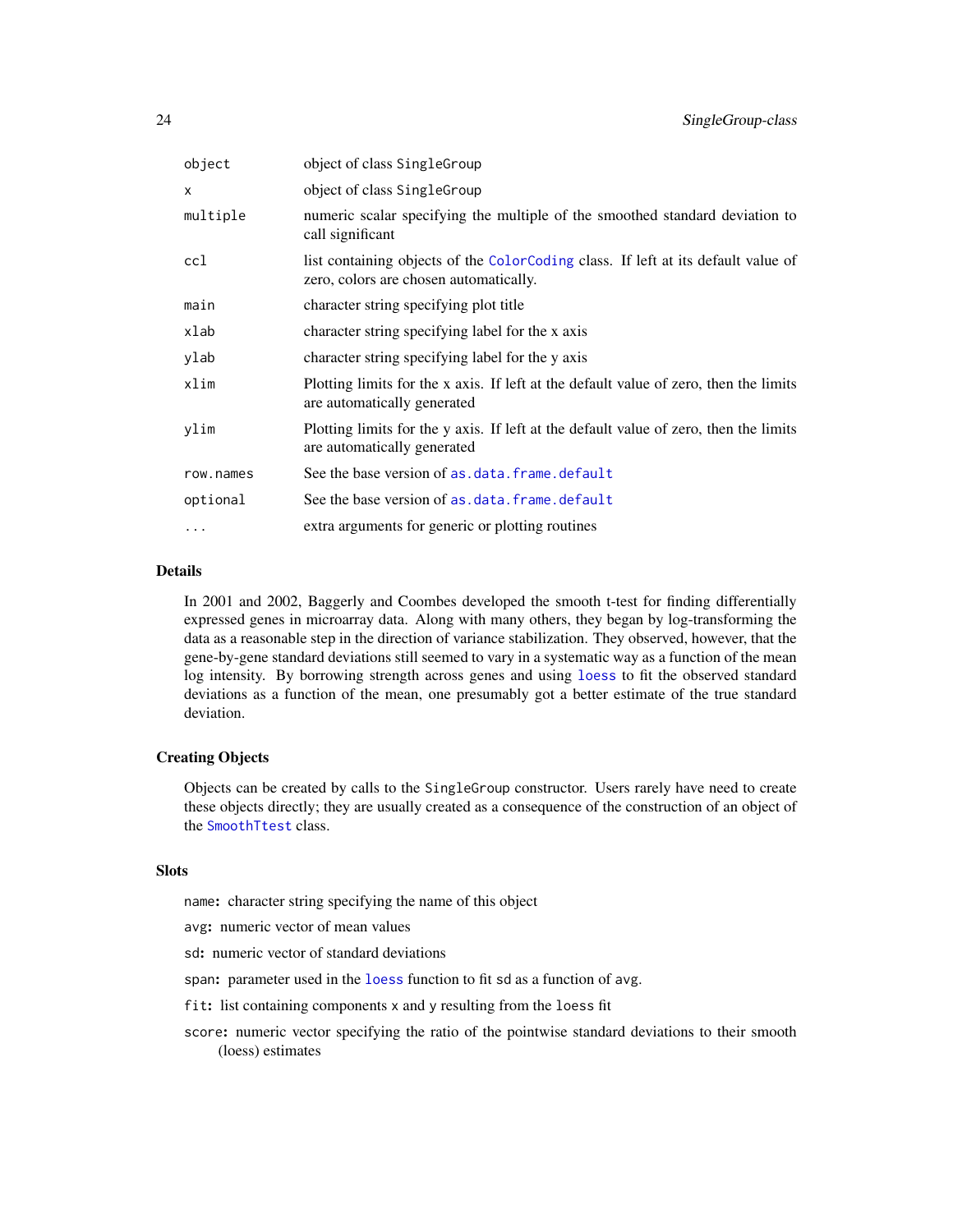| | |
|---|---|
| `object` | object of class `SingleGroup` |
| `x` | object of class `SingleGroup` |
| `multiple` | numeric scalar specifying the multiple of the smoothed standard deviation to call significant |
| `ccl` | list containing objects of the `ColorCoding` class. If left at its default value of zero, colors are chosen automatically. |
| `main` | character string specifying plot title |
| `xlab` | character string specifying label for the x axis |
| `ylab` | character string specifying label for the y axis |
| `xlim` | Plotting limits for the x axis. If left at the default value of zero, then the limits are automatically generated |
| `ylim` | Plotting limits for the y axis. If left at the default value of zero, then the limits are automatically generated |
| `row.names` | See the base version of `as.data.frame.default` |
| `optional` | See the base version of `as.data.frame.default` |
| `...` | extra arguments for generic or plotting routines |

## Details

In 2001 and 2002, Baggerly and Coombes developed the smooth t-test for finding differentially expressed genes in microarray data. Along with many others, they began by log-transforming the data as a reasonable step in the direction of variance stabilization. They observed, however, that the gene-by-gene standard deviations still seemed to vary in a systematic way as a function of the mean log intensity. By borrowing strength across genes and using `loess` to fit the observed standard deviations as a function of the mean, one presumably got a better estimate of the true standard deviation.

## Creating Objects

Objects can be created by calls to the `SingleGroup` constructor. Users rarely have need to create these objects directly; they are usually created as a consequence of the construction of an object of the `SmoothTtest` class.

## Slots

- `name`: character string specifying the name of this object
- `avg`: numeric vector of mean values
- `sd`: numeric vector of standard deviations
- `span`: parameter used in the `loess` function to fit `sd` as a function of `avg`.
- `fit`: list containing components `x` and `y` resulting from the `loess` fit
- `score`: numeric vector specifying the ratio of the pointwise standard deviations to their smooth (loess) estimates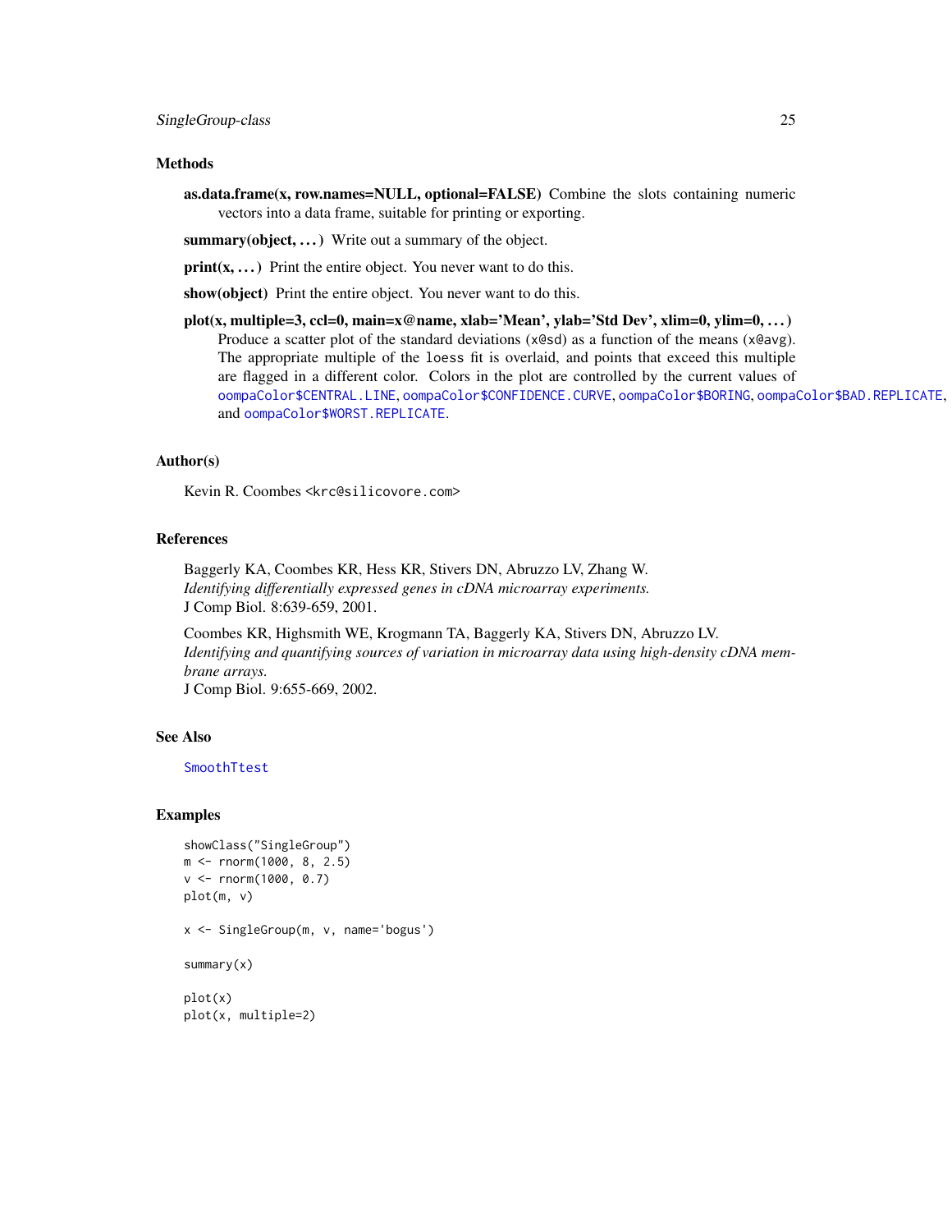## Methods

**as.data.frame(x, row.names=NULL, optional=FALSE)** Combine the slots containing numeric vectors into a data frame, suitable for printing or exporting.

**summary(object, ...)** Write out a summary of the object.

**print(x, ...)** Print the entire object. You never want to do this.

**show(object)** Print the entire object. You never want to do this.

**plot(x, multiple=3, ccl=0, main=x@name, xlab='Mean', ylab='Std Dev', xlim=0, ylim=0, ...)** Produce a scatter plot of the standard deviations (`x@sd`) as a function of the means (`x@avg`). The appropriate multiple of the `loess` fit is overlaid, and points that exceed this multiple are flagged in a different color. Colors in the plot are controlled by the current values of `oompaColor$CENTRAL.LINE`, `oompaColor$CONFIDENCE.CURVE`, `oompaColor$BORING`, `oompaColor$BAD.REPLICATE`, and `oompaColor$WORST.REPLICATE`.

## Author(s)

Kevin R. Coombes <krc@silicovore.com>

## References

Baggerly KA, Coombes KR, Hess KR, Stivers DN, Abruzzo LV, Zhang W.
*Identifying differentially expressed genes in cDNA microarray experiments.*
J Comp Biol. 8:639-659, 2001.

Coombes KR, Highsmith WE, Krogmann TA, Baggerly KA, Stivers DN, Abruzzo LV.
*Identifying and quantifying sources of variation in microarray data using high-density cDNA membrane arrays.*
J Comp Biol. 9:655-669, 2002.

## See Also

`SmoothTtest`

## Examples

```
showClass("SingleGroup")
m <- rnorm(1000, 8, 2.5)
v <- rnorm(1000, 0.7)
plot(m, v)

x <- SingleGroup(m, v, name='bogus')

summary(x)

plot(x)
plot(x, multiple=2)
```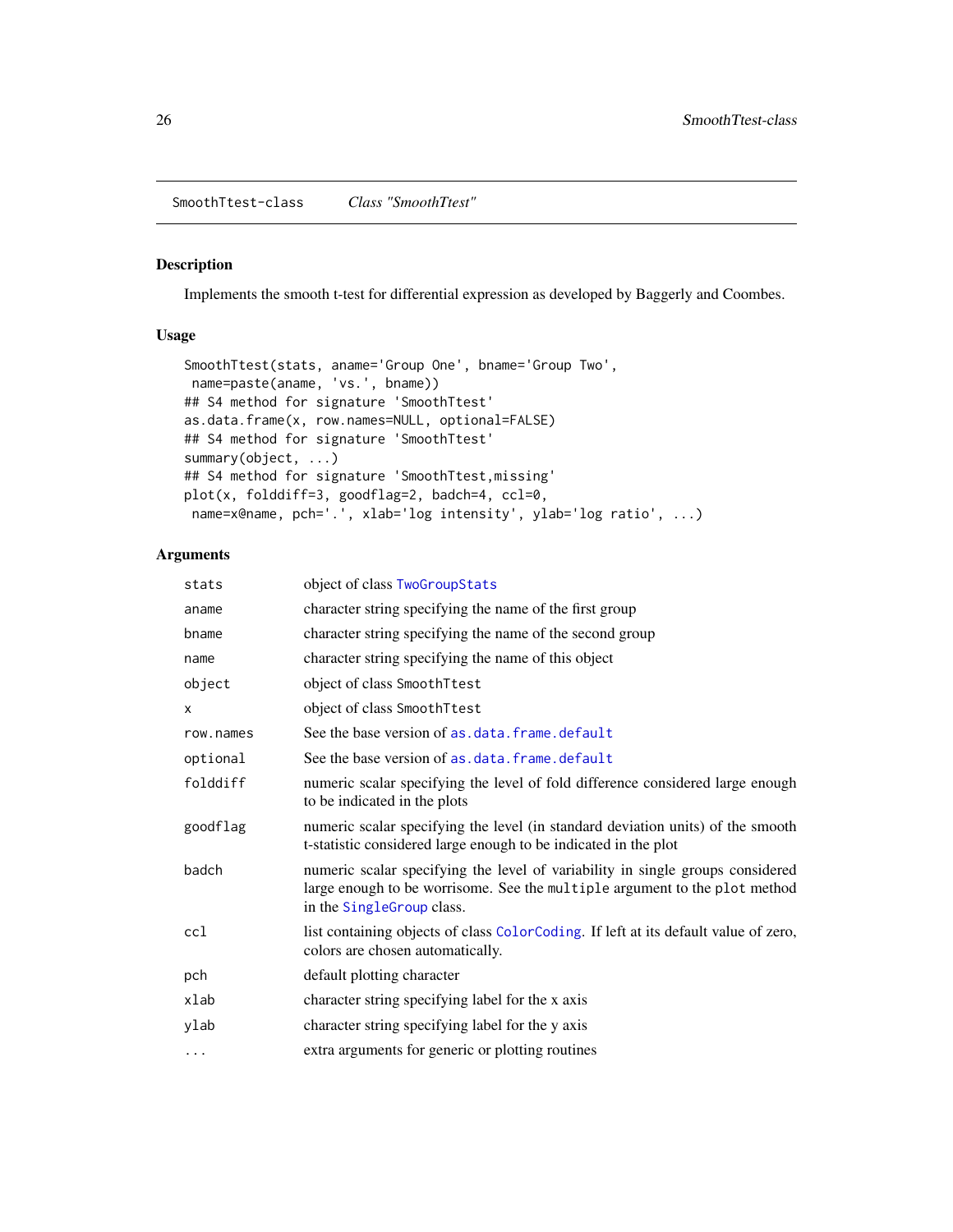SmoothTtest-class    *Class "SmoothTtest"*

## Description

Implements the smooth t-test for differential expression as developed by Baggerly and Coombes.

## Usage

```
SmoothTtest(stats, aname='Group One', bname='Group Two',
 name=paste(aname, 'vs.', bname))
## S4 method for signature 'SmoothTtest'
as.data.frame(x, row.names=NULL, optional=FALSE)
## S4 method for signature 'SmoothTtest'
summary(object, ...)
## S4 method for signature 'SmoothTtest,missing'
plot(x, folddiff=3, goodflag=2, badch=4, ccl=0,
 name=x@name, pch='.', xlab='log intensity', ylab='log ratio', ...)
```

## Arguments

| | |
|---|---|
| `stats` | object of class `TwoGroupStats` |
| `aname` | character string specifying the name of the first group |
| `bname` | character string specifying the name of the second group |
| `name` | character string specifying the name of this object |
| `object` | object of class `SmoothTtest` |
| `x` | object of class `SmoothTtest` |
| `row.names` | See the base version of `as.data.frame.default` |
| `optional` | See the base version of `as.data.frame.default` |
| `folddiff` | numeric scalar specifying the level of fold difference considered large enough to be indicated in the plots |
| `goodflag` | numeric scalar specifying the level (in standard deviation units) of the smooth t-statistic considered large enough to be indicated in the plot |
| `badch` | numeric scalar specifying the level of variability in single groups considered large enough to be worrisome. See the `multiple` argument to the `plot` method in the `SingleGroup` class. |
| `ccl` | list containing objects of class `ColorCoding`. If left at its default value of zero, colors are chosen automatically. |
| `pch` | default plotting character |
| `xlab` | character string specifying label for the x axis |
| `ylab` | character string specifying label for the y axis |
| `...` | extra arguments for generic or plotting routines |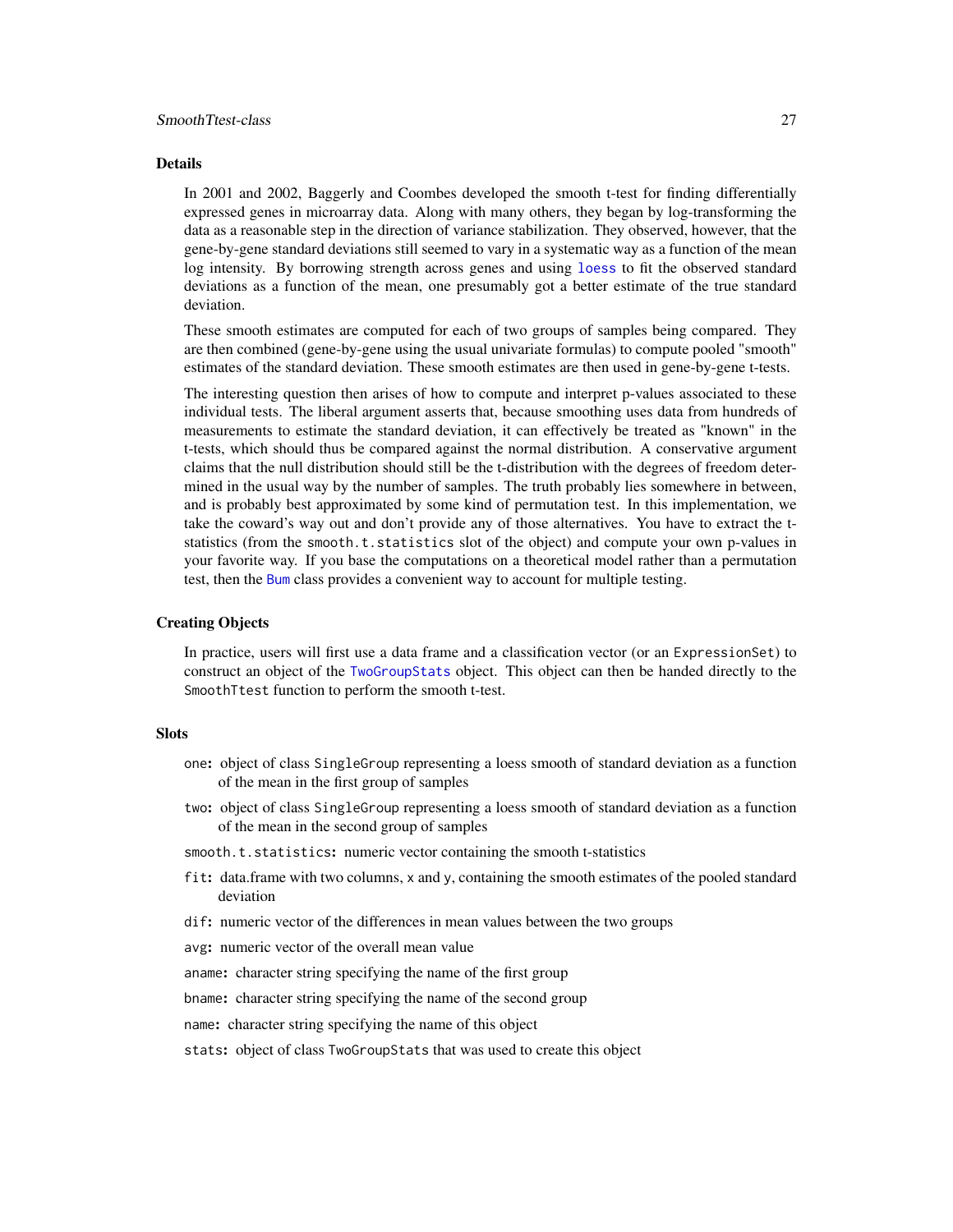## Details

In 2001 and 2002, Baggerly and Coombes developed the smooth t-test for finding differentially expressed genes in microarray data. Along with many others, they began by log-transforming the data as a reasonable step in the direction of variance stabilization. They observed, however, that the gene-by-gene standard deviations still seemed to vary in a systematic way as a function of the mean log intensity. By borrowing strength across genes and using `loess` to fit the observed standard deviations as a function of the mean, one presumably got a better estimate of the true standard deviation.

These smooth estimates are computed for each of two groups of samples being compared. They are then combined (gene-by-gene using the usual univariate formulas) to compute pooled "smooth" estimates of the standard deviation. These smooth estimates are then used in gene-by-gene t-tests.

The interesting question then arises of how to compute and interpret p-values associated to these individual tests. The liberal argument asserts that, because smoothing uses data from hundreds of measurements to estimate the standard deviation, it can effectively be treated as "known" in the t-tests, which should thus be compared against the normal distribution. A conservative argument claims that the null distribution should still be the t-distribution with the degrees of freedom determined in the usual way by the number of samples. The truth probably lies somewhere in between, and is probably best approximated by some kind of permutation test. In this implementation, we take the coward's way out and don't provide any of those alternatives. You have to extract the t-statistics (from the `smooth.t.statistics` slot of the object) and compute your own p-values in your favorite way. If you base the computations on a theoretical model rather than a permutation test, then the `Bum` class provides a convenient way to account for multiple testing.

## Creating Objects

In practice, users will first use a data frame and a classification vector (or an `ExpressionSet`) to construct an object of the `TwoGroupStats` object. This object can then be handed directly to the `SmoothTtest` function to perform the smooth t-test.

## Slots

- `one`: object of class `SingleGroup` representing a loess smooth of standard deviation as a function of the mean in the first group of samples
- `two`: object of class `SingleGroup` representing a loess smooth of standard deviation as a function of the mean in the second group of samples
- `smooth.t.statistics`: numeric vector containing the smooth t-statistics
- `fit`: data.frame with two columns, `x` and `y`, containing the smooth estimates of the pooled standard deviation
- `dif`: numeric vector of the differences in mean values between the two groups
- `avg`: numeric vector of the overall mean value
- `aname`: character string specifying the name of the first group
- `bname`: character string specifying the name of the second group
- `name`: character string specifying the name of this object
- `stats`: object of class `TwoGroupStats` that was used to create this object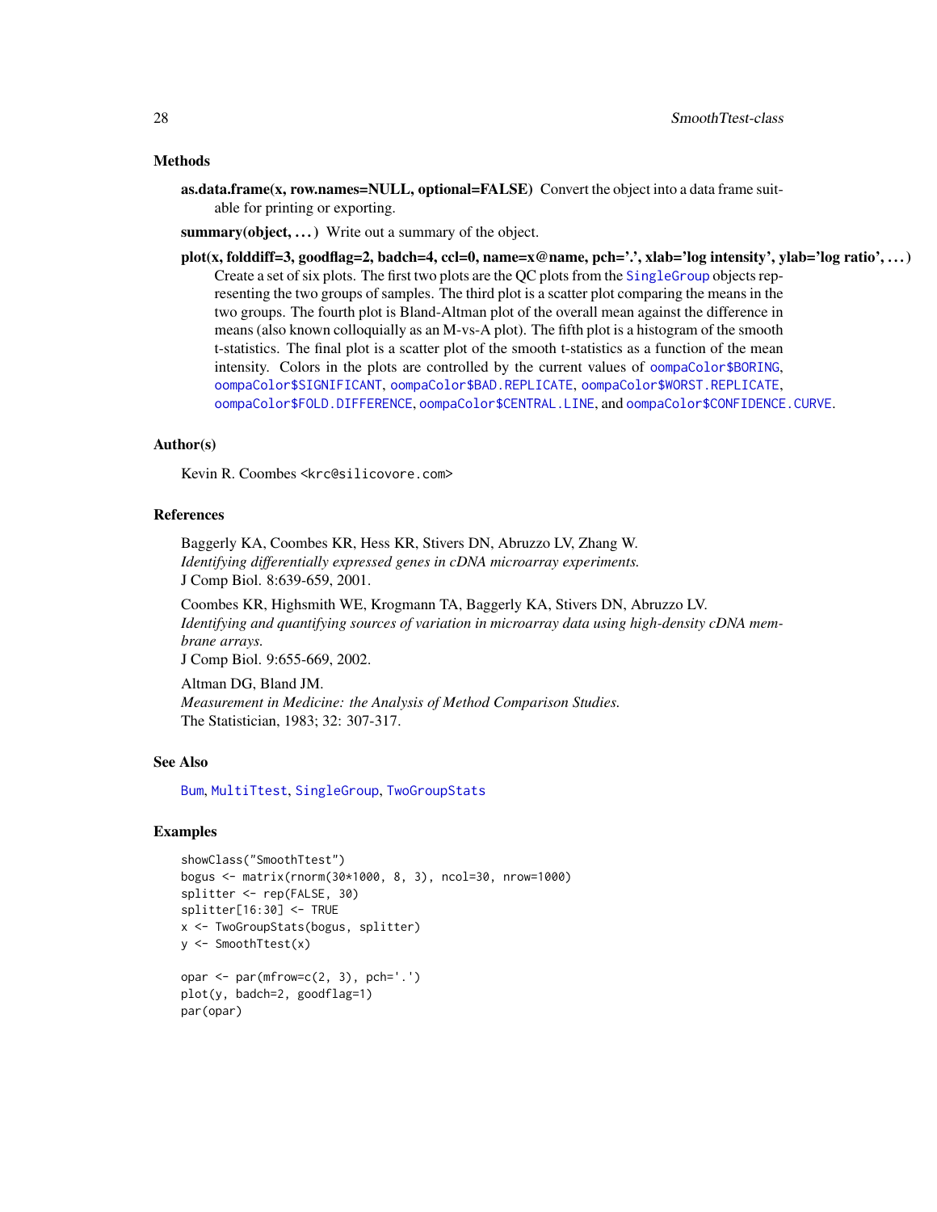### Methods

**as.data.frame(x, row.names=NULL, optional=FALSE)** Convert the object into a data frame suitable for printing or exporting.

**summary(object, ...)** Write out a summary of the object.

**plot(x, folddiff=3, goodflag=2, badch=4, ccl=0, name=x@name, pch='.', xlab='log intensity', ylab='log ratio', ...)** Create a set of six plots. The first two plots are the QC plots from the `SingleGroup` objects representing the two groups of samples. The third plot is a scatter plot comparing the means in the two groups. The fourth plot is Bland-Altman plot of the overall mean against the difference in means (also known colloquially as an M-vs-A plot). The fifth plot is a histogram of the smooth t-statistics. The final plot is a scatter plot of the smooth t-statistics as a function of the mean intensity. Colors in the plots are controlled by the current values of `oompaColor$BORING`, `oompaColor$SIGNIFICANT`, `oompaColor$BAD.REPLICATE`, `oompaColor$WORST.REPLICATE`, `oompaColor$FOLD.DIFFERENCE`, `oompaColor$CENTRAL.LINE`, and `oompaColor$CONFIDENCE.CURVE`.

### Author(s)

Kevin R. Coombes <krc@silicovore.com>

### References

Baggerly KA, Coombes KR, Hess KR, Stivers DN, Abruzzo LV, Zhang W.
*Identifying differentially expressed genes in cDNA microarray experiments.*
J Comp Biol. 8:639-659, 2001.

Coombes KR, Highsmith WE, Krogmann TA, Baggerly KA, Stivers DN, Abruzzo LV.
*Identifying and quantifying sources of variation in microarray data using high-density cDNA membrane arrays.*
J Comp Biol. 9:655-669, 2002.

Altman DG, Bland JM.
*Measurement in Medicine: the Analysis of Method Comparison Studies.*
The Statistician, 1983; 32: 307-317.

### See Also

`Bum`, `MultiTtest`, `SingleGroup`, `TwoGroupStats`

### Examples

```
showClass("SmoothTtest")
bogus <- matrix(rnorm(30*1000, 8, 3), ncol=30, nrow=1000)
splitter <- rep(FALSE, 30)
splitter[16:30] <- TRUE
x <- TwoGroupStats(bogus, splitter)
y <- SmoothTtest(x)

opar <- par(mfrow=c(2, 3), pch='.')
plot(y, badch=2, goodflag=1)
par(opar)
```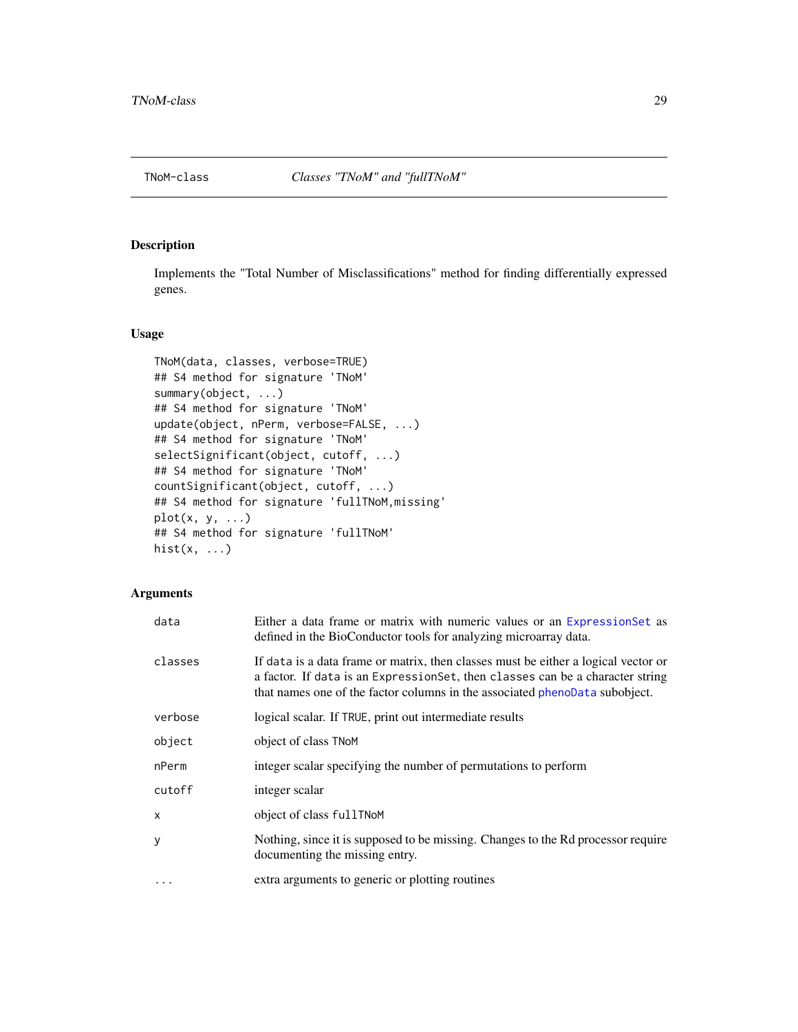# TNoM-class *Classes "TNoM" and "fullTNoM"*

## Description

Implements the "Total Number of Misclassifications" method for finding differentially expressed genes.

## Usage

```
TNoM(data, classes, verbose=TRUE)
## S4 method for signature 'TNoM'
summary(object, ...)
## S4 method for signature 'TNoM'
update(object, nPerm, verbose=FALSE, ...)
## S4 method for signature 'TNoM'
selectSignificant(object, cutoff, ...)
## S4 method for signature 'TNoM'
countSignificant(object, cutoff, ...)
## S4 method for signature 'fullTNoM,missing'
plot(x, y, ...)
## S4 method for signature 'fullTNoM'
hist(x, ...)
```

## Arguments

| | |
|---|---|
| `data` | Either a data frame or matrix with numeric values or an `ExpressionSet` as defined in the BioConductor tools for analyzing microarray data. |
| `classes` | If `data` is a data frame or matrix, then classes must be either a logical vector or a factor. If `data` is an `ExpressionSet`, then `classes` can be a character string that names one of the factor columns in the associated `phenoData` subobject. |
| `verbose` | logical scalar. If `TRUE`, print out intermediate results |
| `object` | object of class `TNoM` |
| `nPerm` | integer scalar specifying the number of permutations to perform |
| `cutoff` | integer scalar |
| `x` | object of class `fullTNoM` |
| `y` | Nothing, since it is supposed to be missing. Changes to the Rd processor require documenting the missing entry. |
| `...` | extra arguments to generic or plotting routines |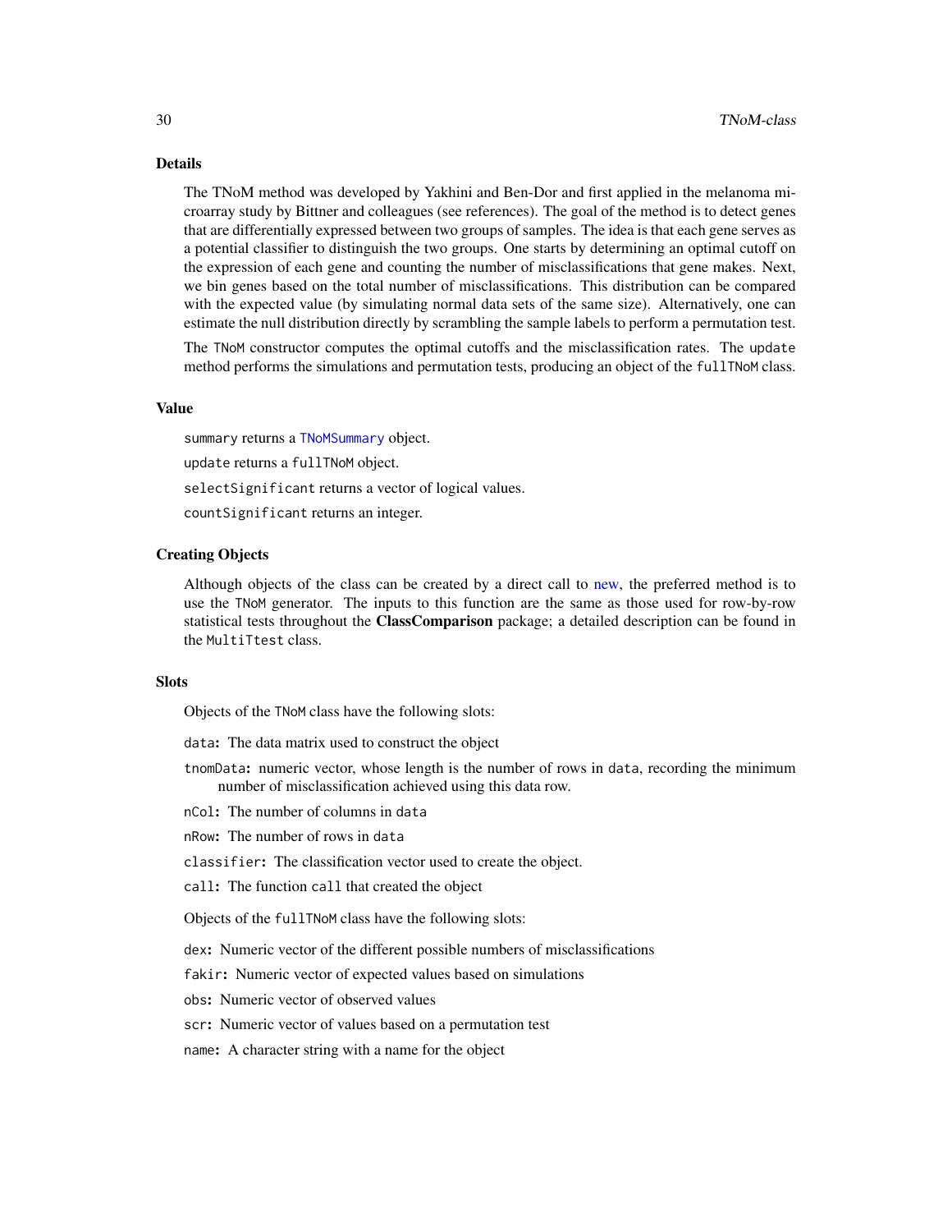## Details

The TNoM method was developed by Yakhini and Ben-Dor and first applied in the melanoma microarray study by Bittner and colleagues (see references). The goal of the method is to detect genes that are differentially expressed between two groups of samples. The idea is that each gene serves as a potential classifier to distinguish the two groups. One starts by determining an optimal cutoff on the expression of each gene and counting the number of misclassifications that gene makes. Next, we bin genes based on the total number of misclassifications. This distribution can be compared with the expected value (by simulating normal data sets of the same size). Alternatively, one can estimate the null distribution directly by scrambling the sample labels to perform a permutation test.

The `TNoM` constructor computes the optimal cutoffs and the misclassification rates. The `update` method performs the simulations and permutation tests, producing an object of the `fullTNoM` class.

## Value

`summary` returns a `TNoMSummary` object.

`update` returns a `fullTNoM` object.

`selectSignificant` returns a vector of logical values.

`countSignificant` returns an integer.

## Creating Objects

Although objects of the class can be created by a direct call to new, the preferred method is to use the `TNoM` generator. The inputs to this function are the same as those used for row-by-row statistical tests throughout the **ClassComparison** package; a detailed description can be found in the `MultiTtest` class.

## Slots

Objects of the `TNoM` class have the following slots:

- `data`: The data matrix used to construct the object
- `tnomData`: numeric vector, whose length is the number of rows in `data`, recording the minimum number of misclassification achieved using this data row.
- `nCol`: The number of columns in `data`
- `nRow`: The number of rows in `data`
- `classifier`: The classification vector used to create the object.
- `call`: The function `call` that created the object

Objects of the `fullTNoM` class have the following slots:

- `dex`: Numeric vector of the different possible numbers of misclassifications
- `fakir`: Numeric vector of expected values based on simulations
- `obs`: Numeric vector of observed values
- `scr`: Numeric vector of values based on a permutation test
- `name`: A character string with a name for the object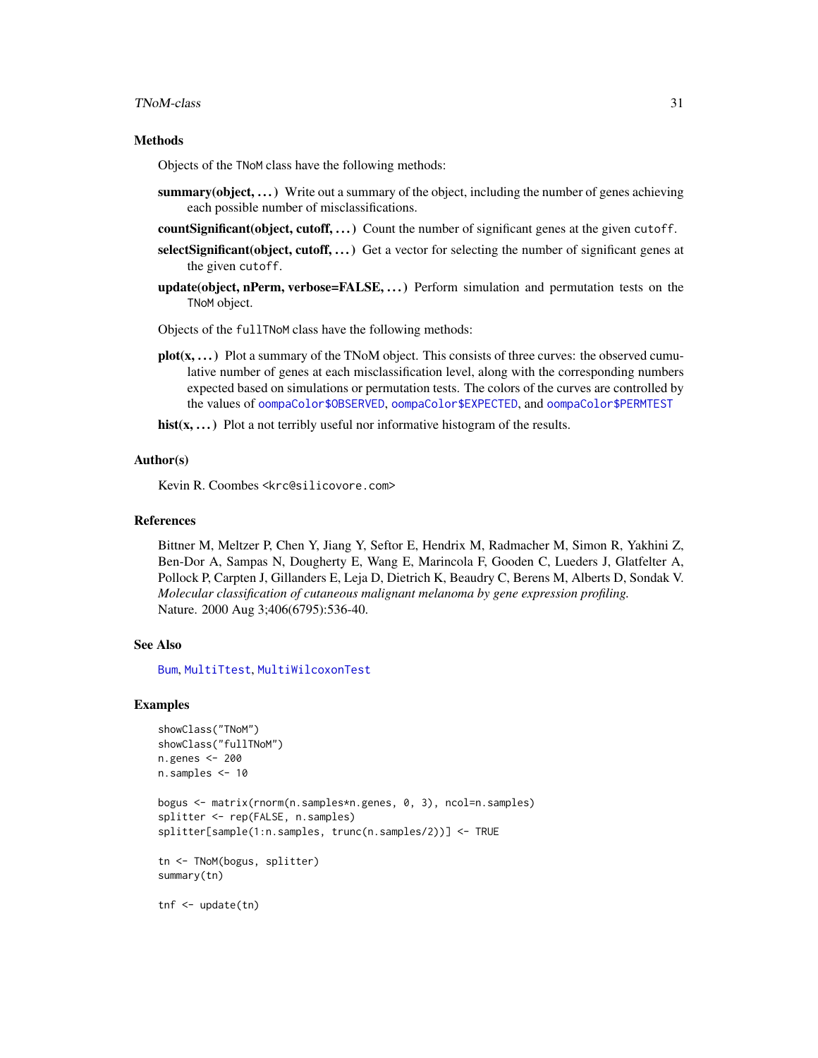### Methods

Objects of the `TNoM` class have the following methods:

**summary(object, ...)** Write out a summary of the object, including the number of genes achieving each possible number of misclassifications.

**countSignificant(object, cutoff, ...)** Count the number of significant genes at the given `cutoff`.

**selectSignificant(object, cutoff, ...)** Get a vector for selecting the number of significant genes at the given `cutoff`.

**update(object, nPerm, verbose=FALSE, ...)** Perform simulation and permutation tests on the `TNoM` object.

Objects of the `fullTNoM` class have the following methods:

**plot(x, ...)** Plot a summary of the TNoM object. This consists of three curves: the observed cumulative number of genes at each misclassification level, along with the corresponding numbers expected based on simulations or permutation tests. The colors of the curves are controlled by the values of `oompaColor$OBSERVED`, `oompaColor$EXPECTED`, and `oompaColor$PERMTEST`

**hist(x, ...)** Plot a not terribly useful nor informative histogram of the results.

### Author(s)

Kevin R. Coombes <krc@silicovore.com>

### References

Bittner M, Meltzer P, Chen Y, Jiang Y, Seftor E, Hendrix M, Radmacher M, Simon R, Yakhini Z, Ben-Dor A, Sampas N, Dougherty E, Wang E, Marincola F, Gooden C, Lueders J, Glatfelter A, Pollock P, Carpten J, Gillanders E, Leja D, Dietrich K, Beaudry C, Berens M, Alberts D, Sondak V. *Molecular classification of cutaneous malignant melanoma by gene expression profiling.* Nature. 2000 Aug 3;406(6795):536-40.

### See Also

`Bum`, `MultiTtest`, `MultiWilcoxonTest`

### Examples

```
showClass("TNoM")
showClass("fullTNoM")
n.genes <- 200
n.samples <- 10

bogus <- matrix(rnorm(n.samples*n.genes, 0, 3), ncol=n.samples)
splitter <- rep(FALSE, n.samples)
splitter[sample(1:n.samples, trunc(n.samples/2))] <- TRUE

tn <- TNoM(bogus, splitter)
summary(tn)

tnf <- update(tn)
```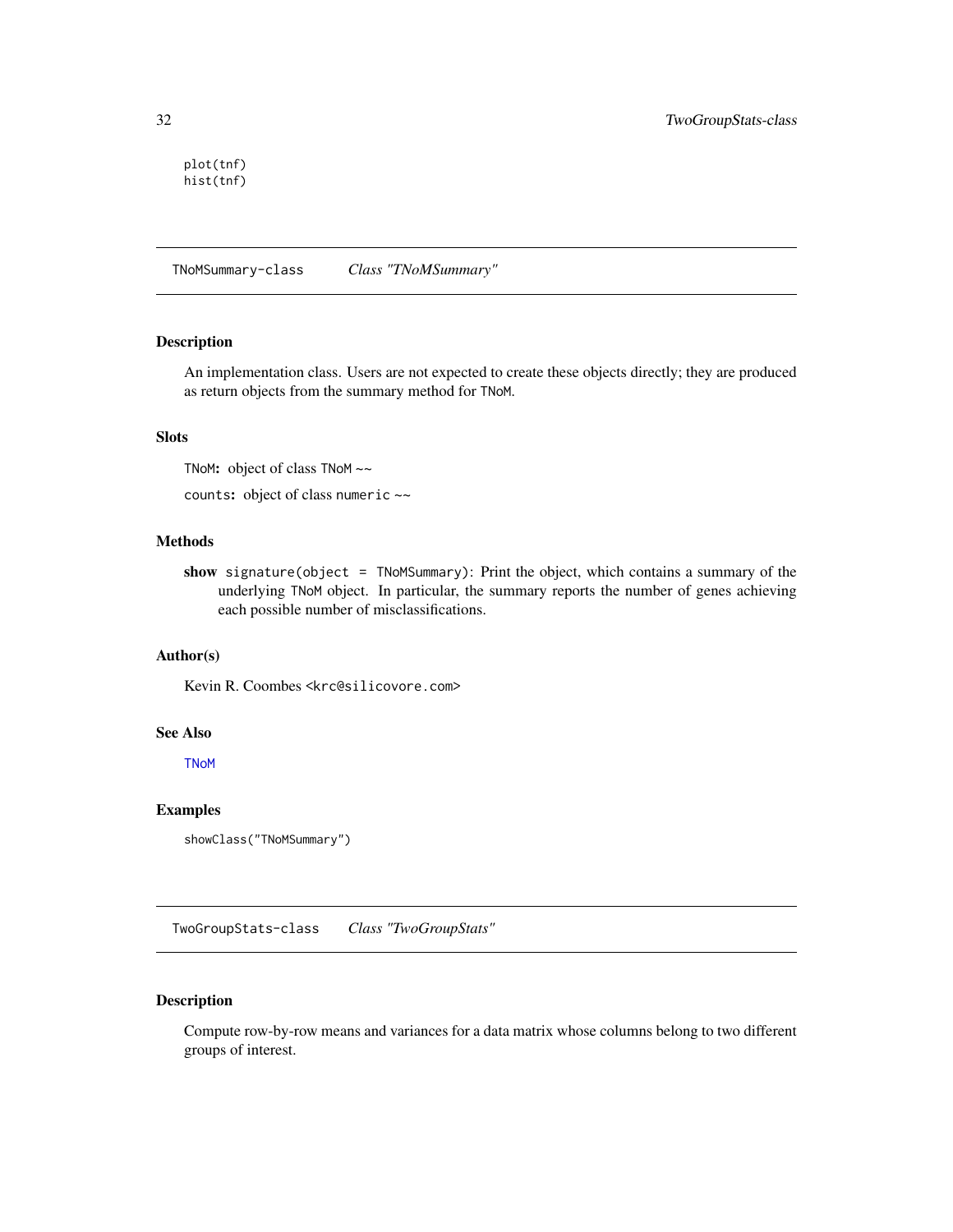```
plot(tnf)
hist(tnf)
```

## TNoMSummary-class    *Class "TNoMSummary"*

### Description

An implementation class. Users are not expected to create these objects directly; they are produced as return objects from the summary method for TNoM.

### Slots

TNoM: object of class TNoM ~~

counts: object of class numeric ~~

### Methods

**show** signature(object = TNoMSummary): Print the object, which contains a summary of the underlying TNoM object. In particular, the summary reports the number of genes achieving each possible number of misclassifications.

### Author(s)

Kevin R. Coombes <krc@silicovore.com>

### See Also

TNoM

### Examples

```
showClass("TNoMSummary")
```

## TwoGroupStats-class    *Class "TwoGroupStats"*

### Description

Compute row-by-row means and variances for a data matrix whose columns belong to two different groups of interest.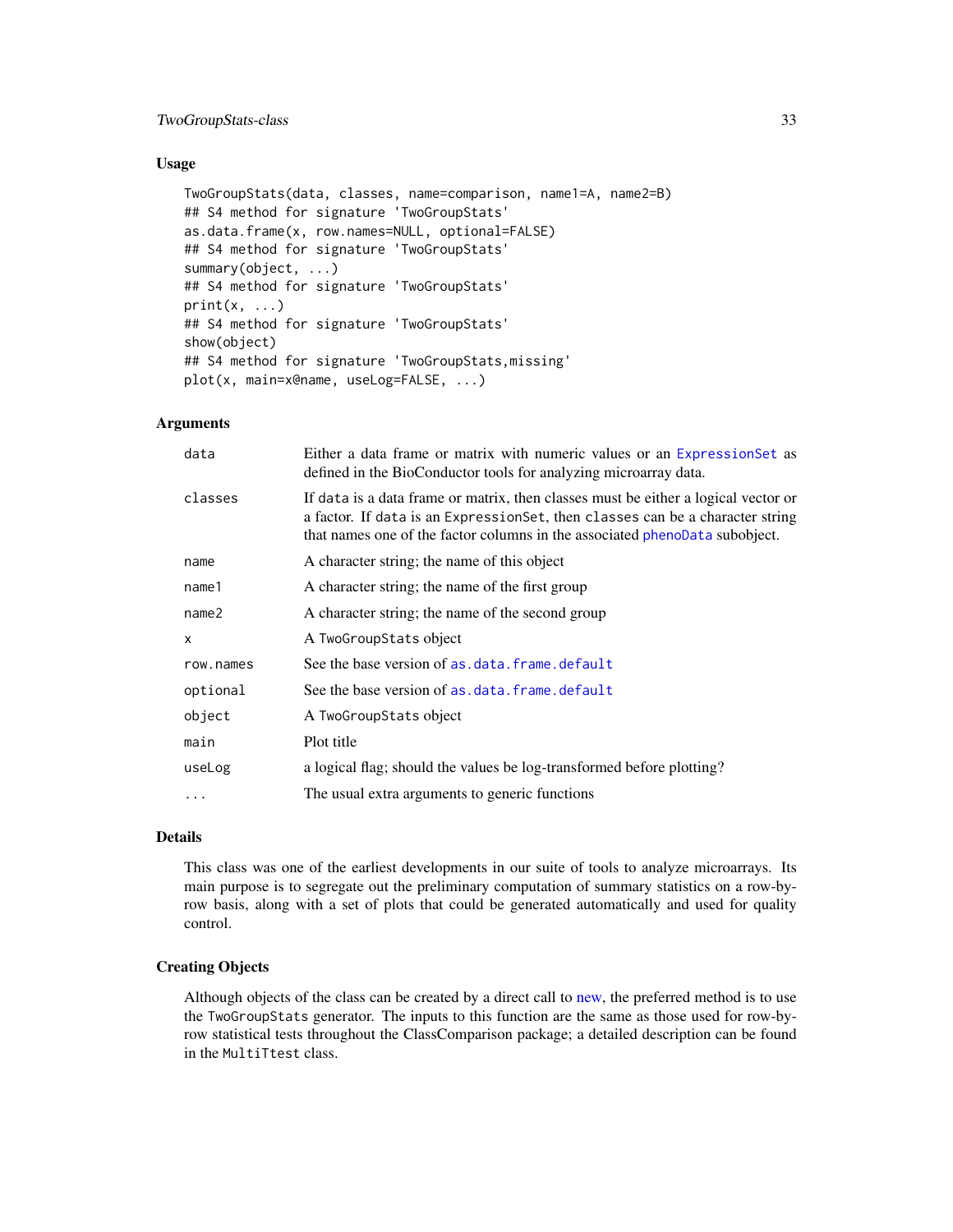### Usage

```
TwoGroupStats(data, classes, name=comparison, name1=A, name2=B)
## S4 method for signature 'TwoGroupStats'
as.data.frame(x, row.names=NULL, optional=FALSE)
## S4 method for signature 'TwoGroupStats'
summary(object, ...)
## S4 method for signature 'TwoGroupStats'
print(x, ...)
## S4 method for signature 'TwoGroupStats'
show(object)
## S4 method for signature 'TwoGroupStats,missing'
plot(x, main=x@name, useLog=FALSE, ...)
```

### Arguments

| | |
|---|---|
| `data` | Either a data frame or matrix with numeric values or an `ExpressionSet` as defined in the BioConductor tools for analyzing microarray data. |
| `classes` | If `data` is a data frame or matrix, then classes must be either a logical vector or a factor. If `data` is an `ExpressionSet`, then `classes` can be a character string that names one of the factor columns in the associated `phenoData` subobject. |
| `name` | A character string; the name of this object |
| `name1` | A character string; the name of the first group |
| `name2` | A character string; the name of the second group |
| `x` | A `TwoGroupStats` object |
| `row.names` | See the base version of `as.data.frame.default` |
| `optional` | See the base version of `as.data.frame.default` |
| `object` | A `TwoGroupStats` object |
| `main` | Plot title |
| `useLog` | a logical flag; should the values be log-transformed before plotting? |
| `...` | The usual extra arguments to generic functions |

### Details

This class was one of the earliest developments in our suite of tools to analyze microarrays. Its main purpose is to segregate out the preliminary computation of summary statistics on a row-by-row basis, along with a set of plots that could be generated automatically and used for quality control.

### Creating Objects

Although objects of the class can be created by a direct call to new, the preferred method is to use the `TwoGroupStats` generator. The inputs to this function are the same as those used for row-by-row statistical tests throughout the ClassComparison package; a detailed description can be found in the `MultiTtest` class.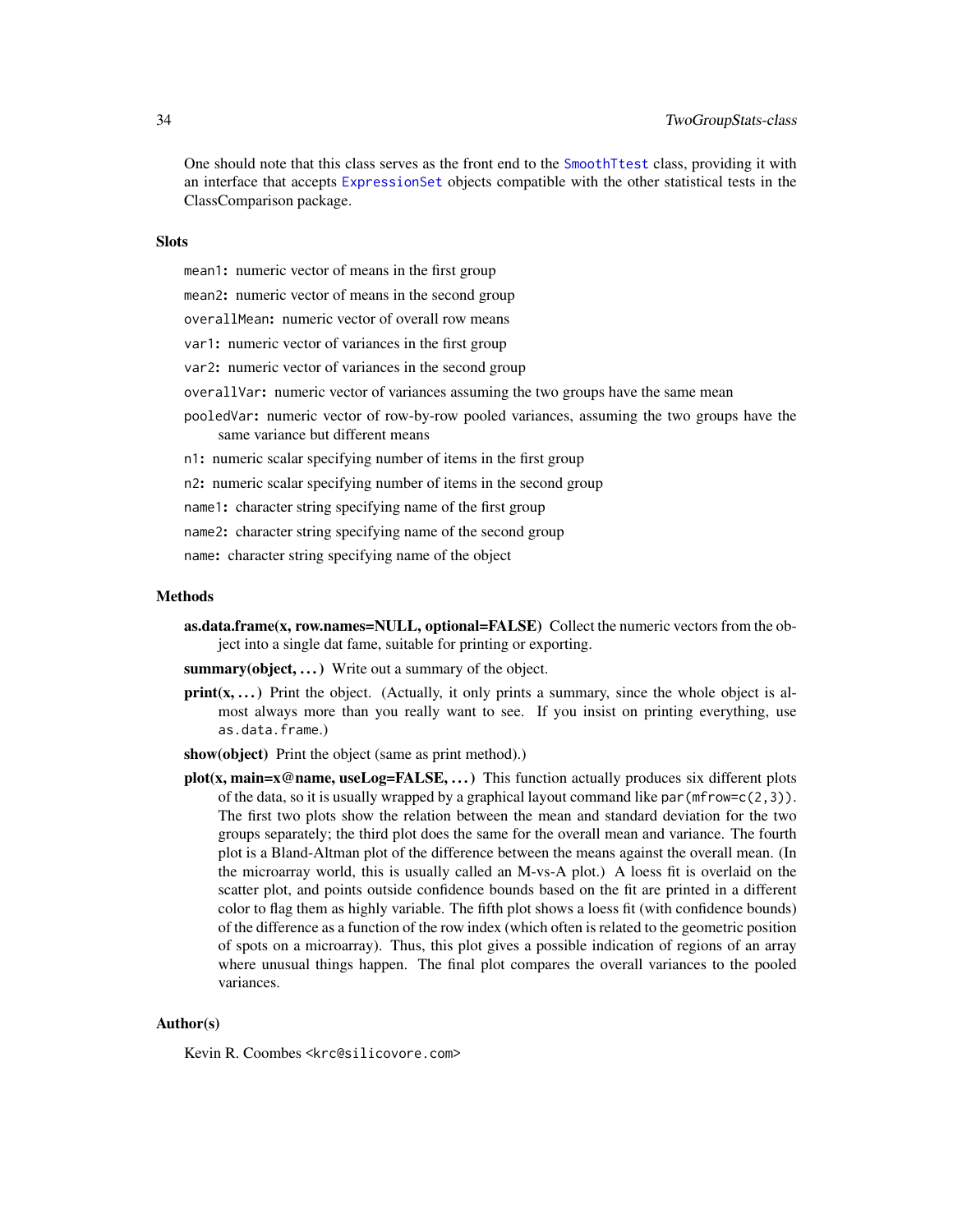One should note that this class serves as the front end to the SmoothTtest class, providing it with an interface that accepts ExpressionSet objects compatible with the other statistical tests in the ClassComparison package.

## Slots

- `mean1`: numeric vector of means in the first group
- `mean2`: numeric vector of means in the second group
- `overallMean`: numeric vector of overall row means
- `var1`: numeric vector of variances in the first group
- `var2`: numeric vector of variances in the second group
- `overallVar`: numeric vector of variances assuming the two groups have the same mean
- `pooledVar`: numeric vector of row-by-row pooled variances, assuming the two groups have the same variance but different means
- `n1`: numeric scalar specifying number of items in the first group
- `n2`: numeric scalar specifying number of items in the second group
- `name1`: character string specifying name of the first group
- `name2`: character string specifying name of the second group
- `name`: character string specifying name of the object

## Methods

**as.data.frame(x, row.names=NULL, optional=FALSE)** Collect the numeric vectors from the object into a single dat fame, suitable for printing or exporting.

**summary(object, ...)** Write out a summary of the object.

**print(x, ...)** Print the object. (Actually, it only prints a summary, since the whole object is almost always more than you really want to see. If you insist on printing everything, use `as.data.frame`.)

**show(object)** Print the object (same as print method).)

**plot(x, main=x@name, useLog=FALSE, ...)** This function actually produces six different plots of the data, so it is usually wrapped by a graphical layout command like `par(mfrow=c(2,3))`. The first two plots show the relation between the mean and standard deviation for the two groups separately; the third plot does the same for the overall mean and variance. The fourth plot is a Bland-Altman plot of the difference between the means against the overall mean. (In the microarray world, this is usually called an M-vs-A plot.) A loess fit is overlaid on the scatter plot, and points outside confidence bounds based on the fit are printed in a different color to flag them as highly variable. The fifth plot shows a loess fit (with confidence bounds) of the difference as a function of the row index (which often is related to the geometric position of spots on a microarray). Thus, this plot gives a possible indication of regions of an array where unusual things happen. The final plot compares the overall variances to the pooled variances.

## Author(s)

Kevin R. Coombes <krc@silicovore.com>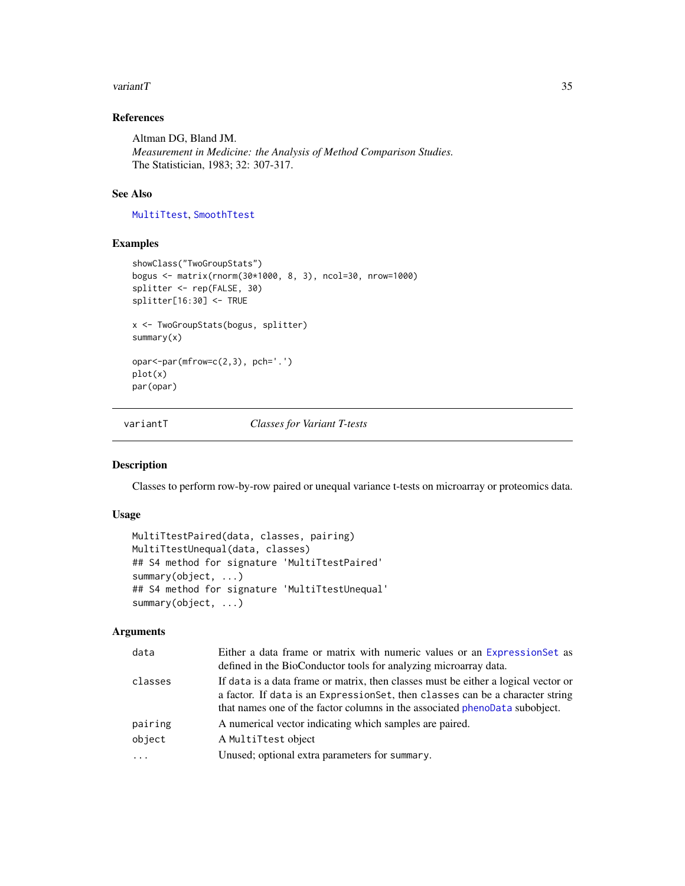### References

Altman DG, Bland JM.
*Measurement in Medicine: the Analysis of Method Comparison Studies.*
The Statistician, 1983; 32: 307-317.

### See Also

`MultiTtest`, `SmoothTtest`

### Examples

```
showClass("TwoGroupStats")
bogus <- matrix(rnorm(30*1000, 8, 3), ncol=30, nrow=1000)
splitter <- rep(FALSE, 30)
splitter[16:30] <- TRUE

x <- TwoGroupStats(bogus, splitter)
summary(x)

opar<-par(mfrow=c(2,3), pch='.')
plot(x)
par(opar)
```

---

## variantT *Classes for Variant T-tests*

---

### Description

Classes to perform row-by-row paired or unequal variance t-tests on microarray or proteomics data.

### Usage

```
MultiTtestPaired(data, classes, pairing)
MultiTtestUnequal(data, classes)
## S4 method for signature 'MultiTtestPaired'
summary(object, ...)
## S4 method for signature 'MultiTtestUnequal'
summary(object, ...)
```

### Arguments

| | |
|---|---|
| `data` | Either a data frame or matrix with numeric values or an `ExpressionSet` as defined in the BioConductor tools for analyzing microarray data. |
| `classes` | If `data` is a data frame or matrix, then classes must be either a logical vector or a factor. If `data` is an `ExpressionSet`, then `classes` can be a character string that names one of the factor columns in the associated `phenoData` subobject. |
| `pairing` | A numerical vector indicating which samples are paired. |
| `object` | A `MultiTtest` object |
| `...` | Unused; optional extra parameters for `summary`. |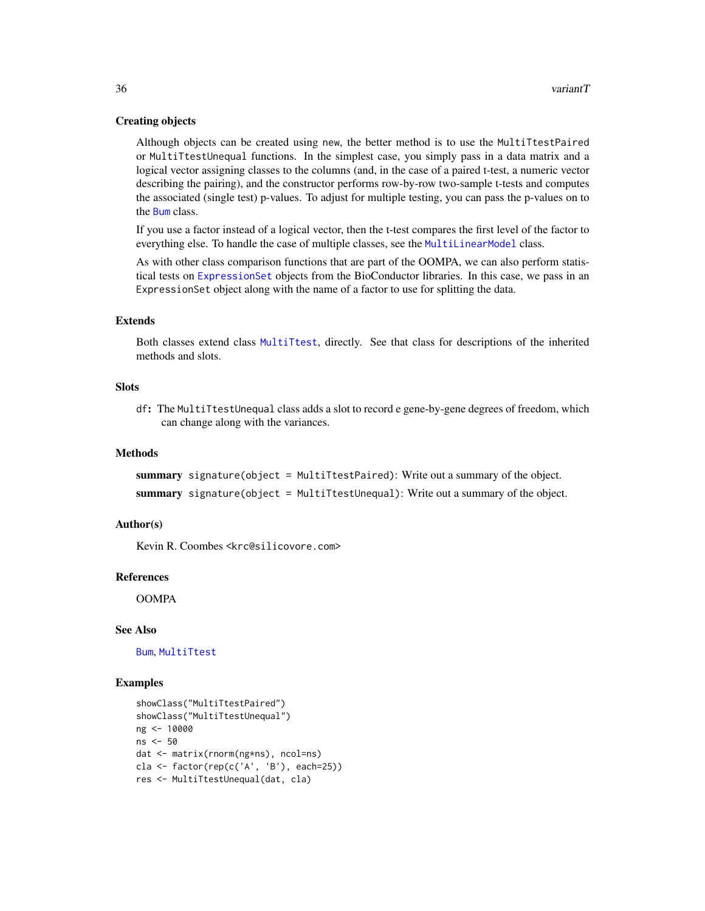### Creating objects

Although objects can be created using new, the better method is to use the MultiTtestPaired or MultiTtestUnequal functions. In the simplest case, you simply pass in a data matrix and a logical vector assigning classes to the columns (and, in the case of a paired t-test, a numeric vector describing the pairing), and the constructor performs row-by-row two-sample t-tests and computes the associated (single test) p-values. To adjust for multiple testing, you can pass the p-values on to the Bum class.

If you use a factor instead of a logical vector, then the t-test compares the first level of the factor to everything else. To handle the case of multiple classes, see the MultiLinearModel class.

As with other class comparison functions that are part of the OOMPA, we can also perform statistical tests on ExpressionSet objects from the BioConductor libraries. In this case, we pass in an ExpressionSet object along with the name of a factor to use for splitting the data.

### Extends

Both classes extend class MultiTtest, directly. See that class for descriptions of the inherited methods and slots.

### Slots

**df:** The MultiTtestUnequal class adds a slot to record e gene-by-gene degrees of freedom, which can change along with the variances.

### Methods

**summary** signature(object = MultiTtestPaired): Write out a summary of the object.

**summary** signature(object = MultiTtestUnequal): Write out a summary of the object.

### Author(s)

Kevin R. Coombes <krc@silicovore.com>

### References

OOMPA

### See Also

Bum, MultiTtest

### Examples

```
showClass("MultiTtestPaired")
showClass("MultiTtestUnequal")
ng <- 10000
ns <- 50
dat <- matrix(rnorm(ng*ns), ncol=ns)
cla <- factor(rep(c('A', 'B'), each=25))
res <- MultiTtestUnequal(dat, cla)
```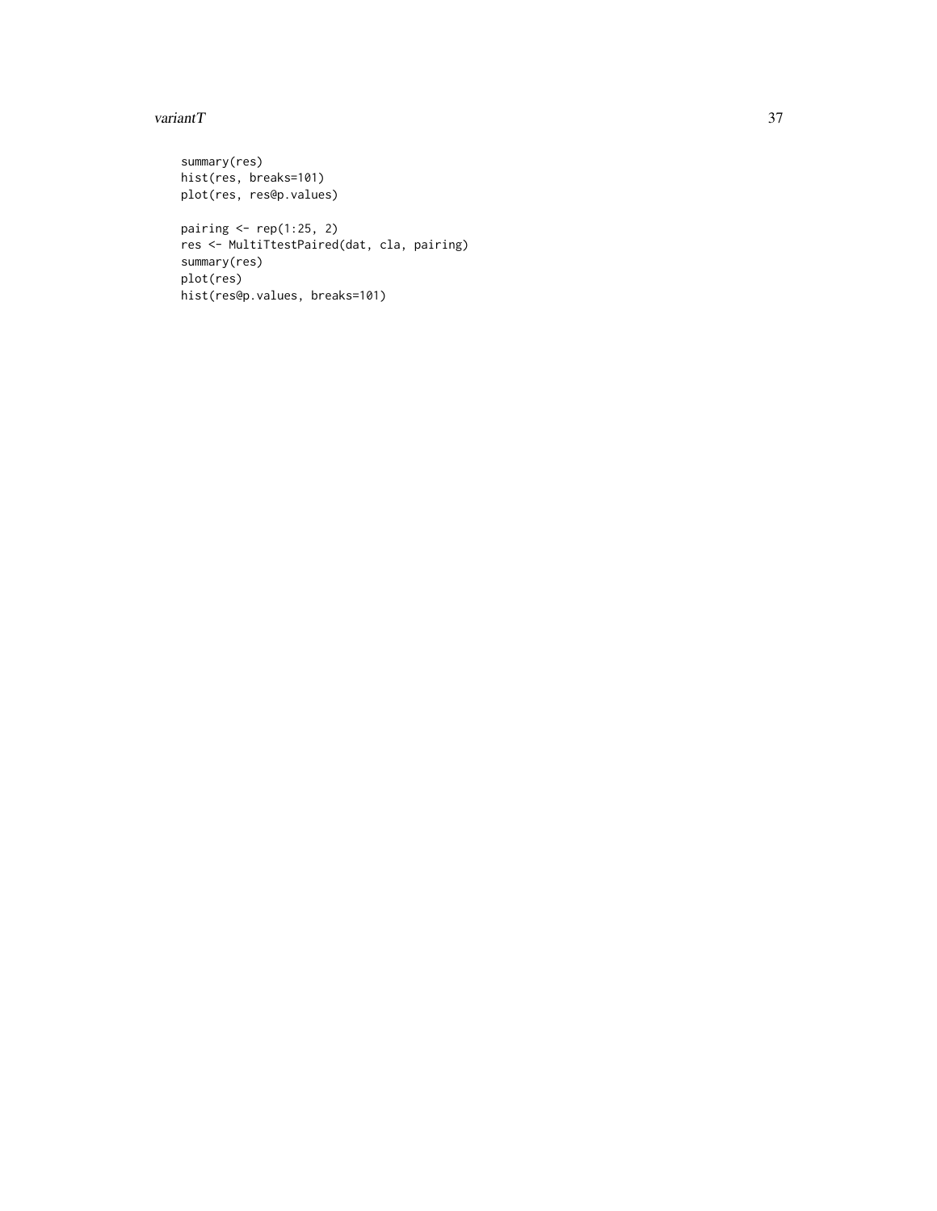```
summary(res)
hist(res, breaks=101)
plot(res, res@p.values)

pairing <- rep(1:25, 2)
res <- MultiTtestPaired(dat, cla, pairing)
summary(res)
plot(res)
hist(res@p.values, breaks=101)
```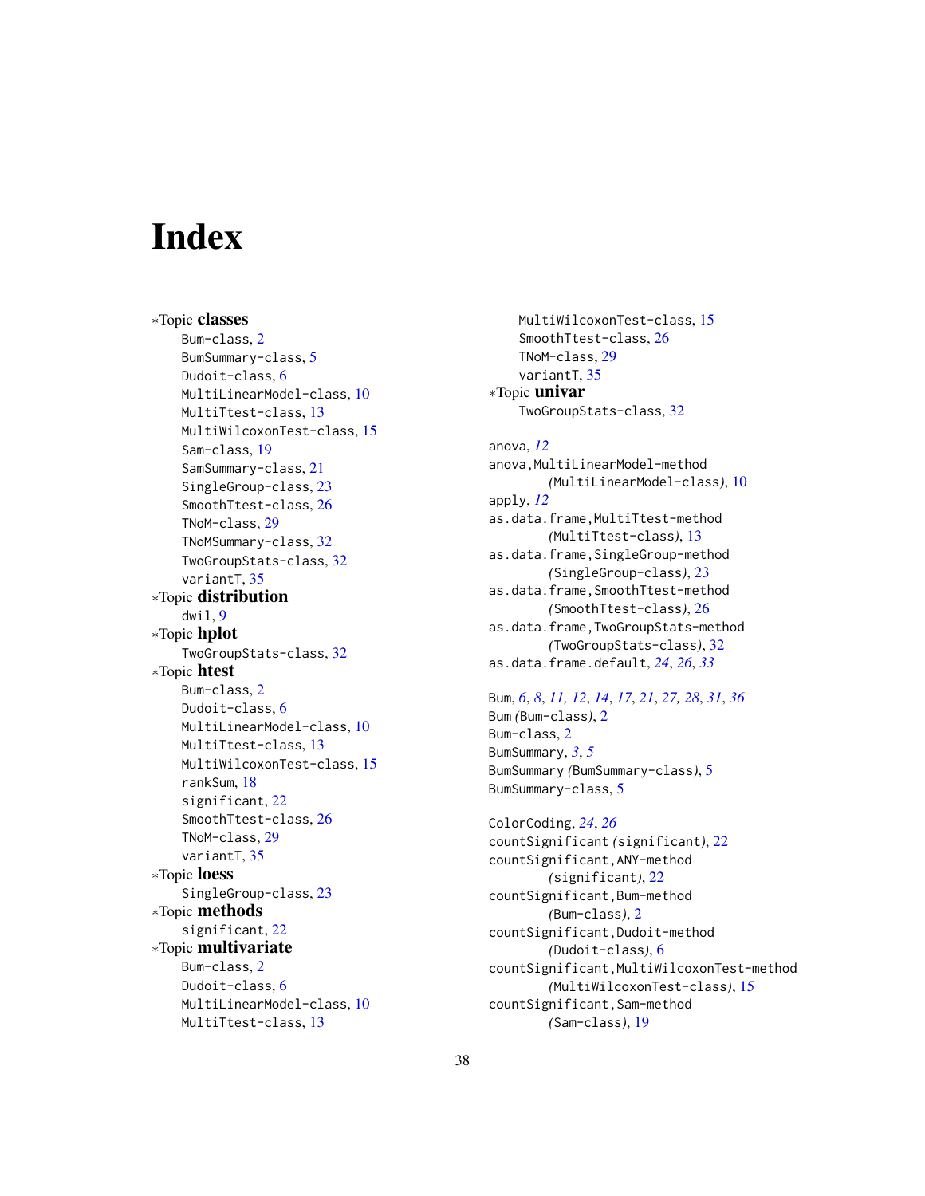# Index

∗Topic **classes**

Bum-class, 2
BumSummary-class, 5
Dudoit-class, 6
MultiLinearModel-class, 10
MultiTtest-class, 13
MultiWilcoxonTest-class, 15
Sam-class, 19
SamSummary-class, 21
SingleGroup-class, 23
SmoothTtest-class, 26
TNoM-class, 29
TNoMSummary-class, 32
TwoGroupStats-class, 32
variantT, 35

∗Topic **distribution**

dwil, 9

∗Topic **hplot**

TwoGroupStats-class, 32

∗Topic **htest**

Bum-class, 2
Dudoit-class, 6
MultiLinearModel-class, 10
MultiTtest-class, 13
MultiWilcoxonTest-class, 15
rankSum, 18
significant, 22
SmoothTtest-class, 26
TNoM-class, 29
variantT, 35

∗Topic **loess**

SingleGroup-class, 23

∗Topic **methods**

significant, 22

∗Topic **multivariate**

Bum-class, 2
Dudoit-class, 6
MultiLinearModel-class, 10
MultiTtest-class, 13
MultiWilcoxonTest-class, 15
SmoothTtest-class, 26
TNoM-class, 29
variantT, 35

∗Topic **univar**

TwoGroupStats-class, 32

anova, *12*
anova,MultiLinearModel-method
 *(*MultiLinearModel-class*)*, 10
apply, *12*
as.data.frame,MultiTtest-method
 *(*MultiTtest-class*)*, 13
as.data.frame,SingleGroup-method
 *(*SingleGroup-class*)*, 23
as.data.frame,SmoothTtest-method
 *(*SmoothTtest-class*)*, 26
as.data.frame,TwoGroupStats-method
 *(*TwoGroupStats-class*)*, 32
as.data.frame.default, *24*, *26*, *33*

Bum, *6*, *8*, *11, 12*, *14*, *17*, *21*, *27, 28*, *31*, *36*
Bum *(*Bum-class*)*, 2
Bum-class, 2
BumSummary, *3*, *5*
BumSummary *(*BumSummary-class*)*, 5
BumSummary-class, 5

ColorCoding, *24*, *26*
countSignificant *(*significant*)*, 22
countSignificant,ANY-method
 *(*significant*)*, 22
countSignificant,Bum-method
 *(*Bum-class*)*, 2
countSignificant,Dudoit-method
 *(*Dudoit-class*)*, 6
countSignificant,MultiWilcoxonTest-method
 *(*MultiWilcoxonTest-class*)*, 15
countSignificant,Sam-method
 *(*Sam-class*)*, 19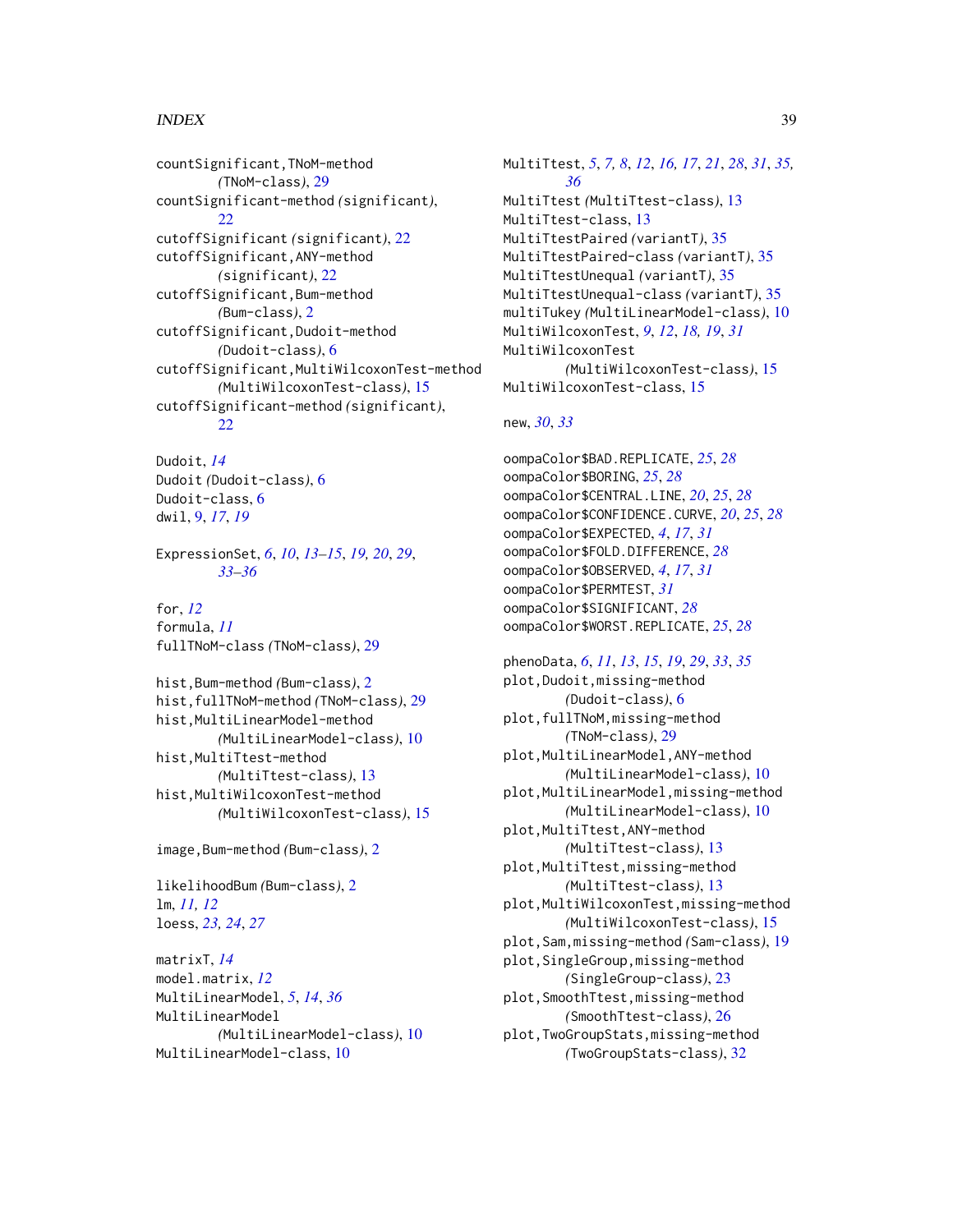countSignificant,TNoM-method
*(*TNoM-class*)*, 29
countSignificant-method *(*significant*)*,
22
cutoffSignificant *(*significant*)*, 22
cutoffSignificant,ANY-method
*(*significant*)*, 22
cutoffSignificant,Bum-method
*(*Bum-class*)*, 2
cutoffSignificant,Dudoit-method
*(*Dudoit-class*)*, 6
cutoffSignificant,MultiWilcoxonTest-method
*(*MultiWilcoxonTest-class*)*, 15
cutoffSignificant-method *(*significant*)*,
22

Dudoit, *14*
Dudoit *(*Dudoit-class*)*, 6
Dudoit-class, 6
dwil, 9, *17*, *19*

ExpressionSet, *6*, *10*, *13–15*, *19, 20*, *29*,
*33–36*

for, *12*
formula, *11*
fullTNoM-class *(*TNoM-class*)*, 29

hist,Bum-method *(*Bum-class*)*, 2
hist,fullTNoM-method *(*TNoM-class*)*, 29
hist,MultiLinearModel-method
*(*MultiLinearModel-class*)*, 10
hist,MultiTtest-method
*(*MultiTtest-class*)*, 13
hist,MultiWilcoxonTest-method
*(*MultiWilcoxonTest-class*)*, 15

image,Bum-method *(*Bum-class*)*, 2

likelihoodBum *(*Bum-class*)*, 2
lm, *11, 12*
loess, *23, 24*, *27*

matrixT, *14*
model.matrix, *12*
MultiLinearModel, *5*, *14*, *36*
MultiLinearModel
*(*MultiLinearModel-class*)*, 10
MultiLinearModel-class, 10

MultiTtest, *5*, *7, 8*, *12*, *16, 17*, *21*, *28*, *31*, *35,*
*36*
MultiTtest *(*MultiTtest-class*)*, 13
MultiTtest-class, 13
MultiTtestPaired *(*variantT*)*, 35
MultiTtestPaired-class *(*variantT*)*, 35
MultiTtestUnequal *(*variantT*)*, 35
MultiTtestUnequal-class *(*variantT*)*, 35
multiTukey *(*MultiLinearModel-class*)*, 10
MultiWilcoxonTest, *9*, *12*, *18, 19*, *31*
MultiWilcoxonTest
*(*MultiWilcoxonTest-class*)*, 15
MultiWilcoxonTest-class, 15

new, *30*, *33*

oompaColor$BAD.REPLICATE, *25*, *28*
oompaColor$BORING, *25*, *28*
oompaColor$CENTRAL.LINE, *20*, *25*, *28*
oompaColor$CONFIDENCE.CURVE, *20*, *25*, *28*
oompaColor$EXPECTED, *4*, *17*, *31*
oompaColor$FOLD.DIFFERENCE, *28*
oompaColor$OBSERVED, *4*, *17*, *31*
oompaColor$PERMTEST, *31*
oompaColor$SIGNIFICANT, *28*
oompaColor$WORST.REPLICATE, *25*, *28*

phenoData, *6*, *11*, *13*, *15*, *19*, *29*, *33*, *35*
plot,Dudoit,missing-method
*(*Dudoit-class*)*, 6
plot,fullTNoM,missing-method
*(*TNoM-class*)*, 29
plot,MultiLinearModel,ANY-method
*(*MultiLinearModel-class*)*, 10
plot,MultiLinearModel,missing-method
*(*MultiLinearModel-class*)*, 10
plot,MultiTtest,ANY-method
*(*MultiTtest-class*)*, 13
plot,MultiTtest,missing-method
*(*MultiTtest-class*)*, 13
plot,MultiWilcoxonTest,missing-method
*(*MultiWilcoxonTest-class*)*, 15
plot,Sam,missing-method *(*Sam-class*)*, 19
plot,SingleGroup,missing-method
*(*SingleGroup-class*)*, 23
plot,SmoothTtest,missing-method
*(*SmoothTtest-class*)*, 26
plot,TwoGroupStats,missing-method
*(*TwoGroupStats-class*)*, 32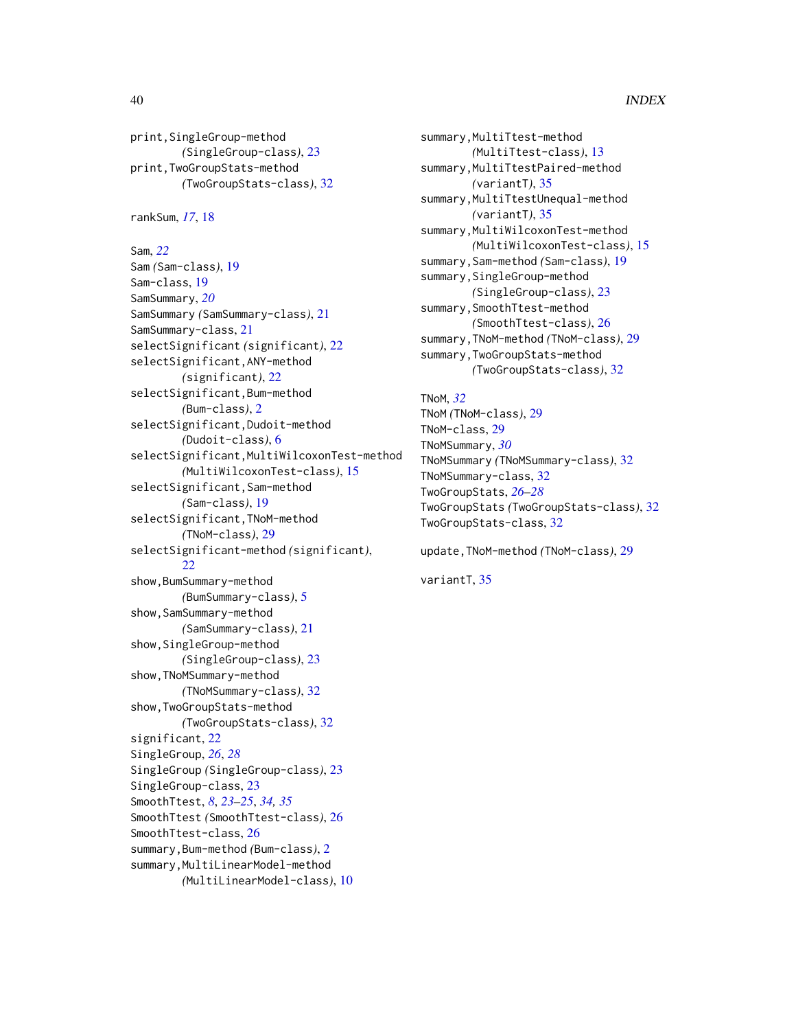print,SingleGroup-method
*(SingleGroup-class)*, 23
print,TwoGroupStats-method
*(TwoGroupStats-class)*, 32

rankSum, *17*, 18

Sam, *22*
Sam *(Sam-class)*, 19
Sam-class, 19
SamSummary, *20*
SamSummary *(SamSummary-class)*, 21
SamSummary-class, 21
selectSignificant *(significant)*, 22
selectSignificant,ANY-method
*(significant)*, 22
selectSignificant,Bum-method
*(Bum-class)*, 2
selectSignificant,Dudoit-method
*(Dudoit-class)*, 6
selectSignificant,MultiWilcoxonTest-method
*(MultiWilcoxonTest-class)*, 15
selectSignificant,Sam-method
*(Sam-class)*, 19
selectSignificant,TNoM-method
*(TNoM-class)*, 29
selectSignificant-method *(significant)*,
22
show,BumSummary-method
*(BumSummary-class)*, 5
show,SamSummary-method
*(SamSummary-class)*, 21
show,SingleGroup-method
*(SingleGroup-class)*, 23
show,TNoMSummary-method
*(TNoMSummary-class)*, 32
show,TwoGroupStats-method
*(TwoGroupStats-class)*, 32
significant, 22
SingleGroup, *26*, *28*
SingleGroup *(SingleGroup-class)*, 23
SingleGroup-class, 23
SmoothTtest, *8*, *23–25*, *34*, *35*
SmoothTtest *(SmoothTtest-class)*, 26
SmoothTtest-class, 26
summary,Bum-method *(Bum-class)*, 2
summary,MultiLinearModel-method
*(MultiLinearModel-class)*, 10
summary,MultiTtest-method
*(MultiTtest-class)*, 13
summary,MultiTtestPaired-method
*(variantT)*, 35
summary,MultiTtestUnequal-method
*(variantT)*, 35
summary,MultiWilcoxonTest-method
*(MultiWilcoxonTest-class)*, 15
summary,Sam-method *(Sam-class)*, 19
summary,SingleGroup-method
*(SingleGroup-class)*, 23
summary,SmoothTtest-method
*(SmoothTtest-class)*, 26
summary,TNoM-method *(TNoM-class)*, 29
summary,TwoGroupStats-method
*(TwoGroupStats-class)*, 32

TNoM, *32*
TNoM *(TNoM-class)*, 29
TNoM-class, 29
TNoMSummary, *30*
TNoMSummary *(TNoMSummary-class)*, 32
TNoMSummary-class, 32
TwoGroupStats, *26–28*
TwoGroupStats *(TwoGroupStats-class)*, 32
TwoGroupStats-class, 32

update,TNoM-method *(TNoM-class)*, 29

variantT, 35